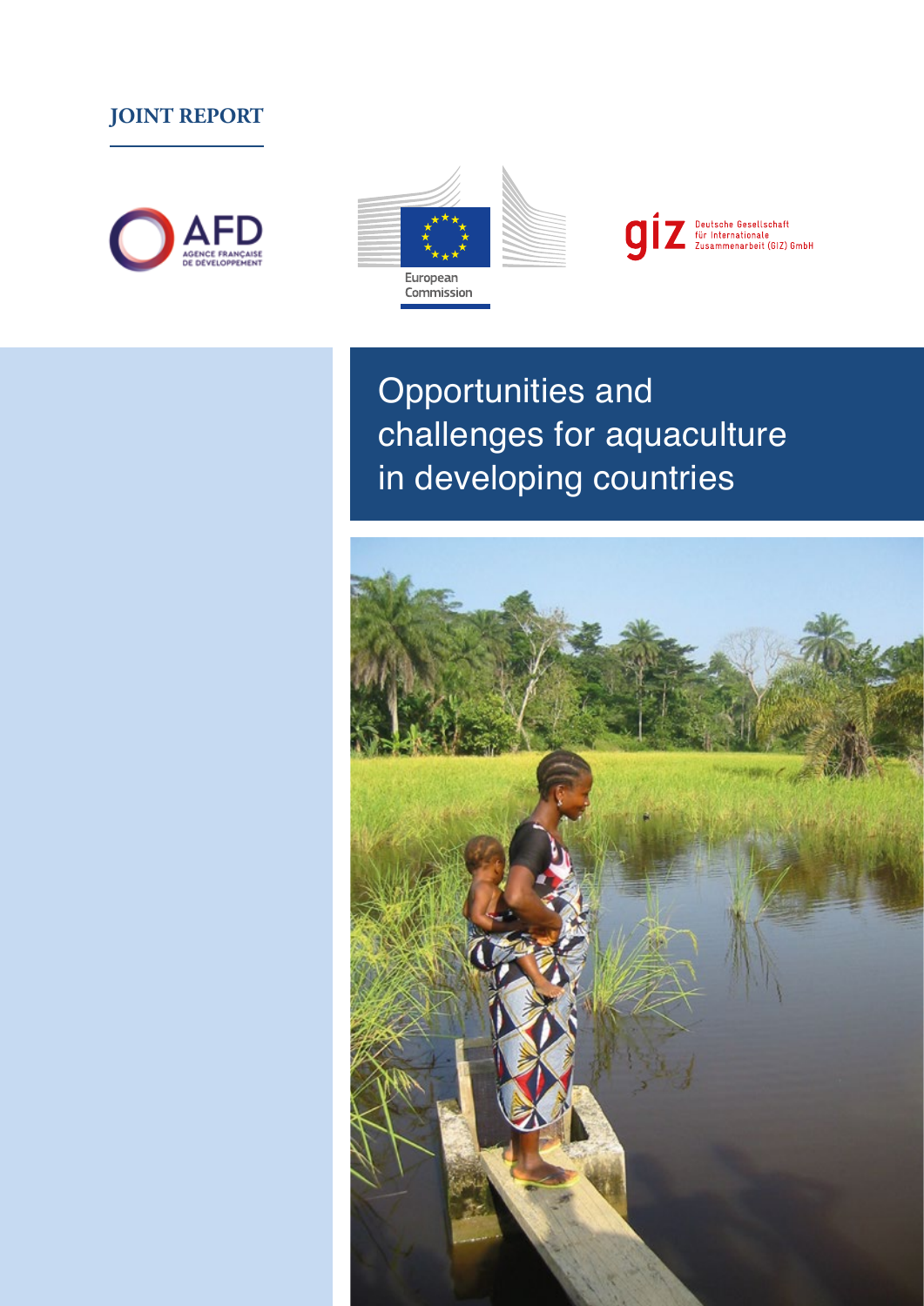JOINT REPORT

AFD
AGENCE FRANÇAISE DE DÉVELOPPEMENT

European Commission

giz Deutsche Gesellschaft für Internationale Zusammenarbeit (GIZ) GmbH

# Opportunities and challenges for aquaculture in developing countries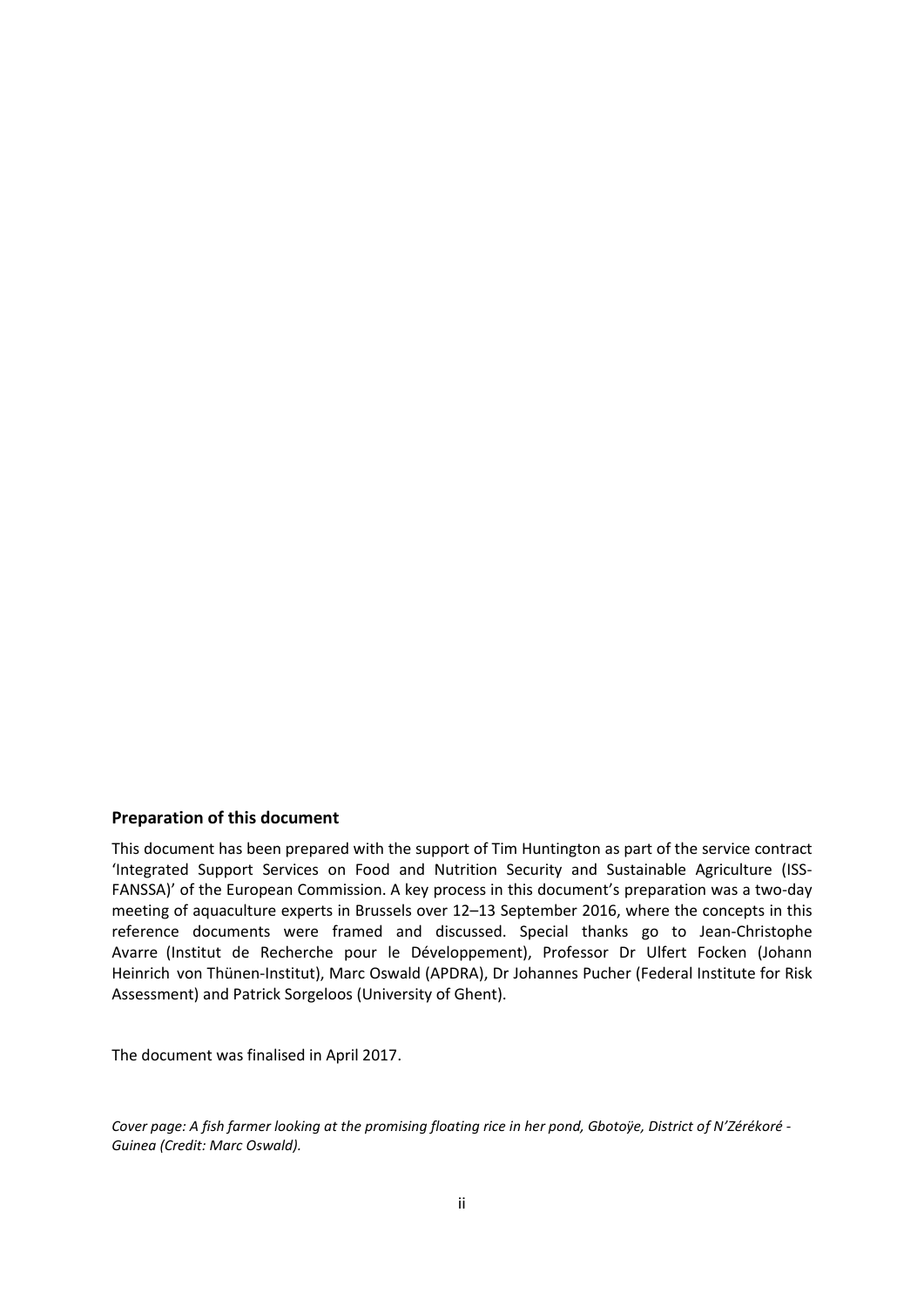## Preparation of this document

This document has been prepared with the support of Tim Huntington as part of the service contract 'Integrated Support Services on Food and Nutrition Security and Sustainable Agriculture (ISS-FANSSA)' of the European Commission. A key process in this document's preparation was a two-day meeting of aquaculture experts in Brussels over 12–13 September 2016, where the concepts in this reference documents were framed and discussed. Special thanks go to Jean-Christophe Avarre (Institut de Recherche pour le Développement), Professor Dr Ulfert Focken (Johann Heinrich von Thünen-Institut), Marc Oswald (APDRA), Dr Johannes Pucher (Federal Institute for Risk Assessment) and Patrick Sorgeloos (University of Ghent).

The document was finalised in April 2017.

*Cover page: A fish farmer looking at the promising floating rice in her pond, Gbotoÿe, District of N'Zérékoré - Guinea (Credit: Marc Oswald).*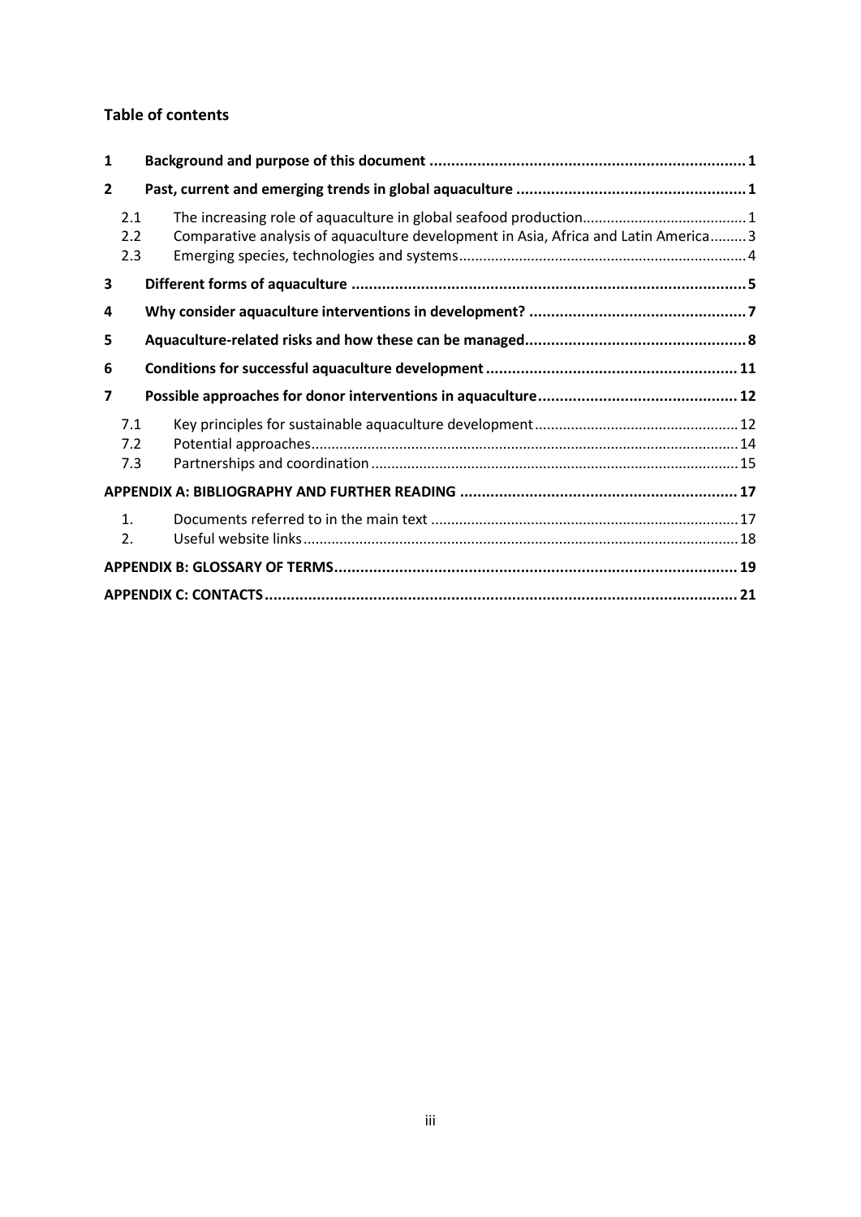## Table of contents

| | | |
|---|---|---|
| **1** | **Background and purpose of this document** | **1** |
| **2** | **Past, current and emerging trends in global aquaculture** | **1** |
| 2.1 | The increasing role of aquaculture in global seafood production | 1 |
| 2.2 | Comparative analysis of aquaculture development in Asia, Africa and Latin America | 3 |
| 2.3 | Emerging species, technologies and systems | 4 |
| **3** | **Different forms of aquaculture** | **5** |
| **4** | **Why consider aquaculture interventions in development?** | **7** |
| **5** | **Aquaculture-related risks and how these can be managed** | **8** |
| **6** | **Conditions for successful aquaculture development** | **11** |
| **7** | **Possible approaches for donor interventions in aquaculture** | **12** |
| 7.1 | Key principles for sustainable aquaculture development | 12 |
| 7.2 | Potential approaches | 14 |
| 7.3 | Partnerships and coordination | 15 |
| | **APPENDIX A: BIBLIOGRAPHY AND FURTHER READING** | **17** |
| 1. | Documents referred to in the main text | 17 |
| 2. | Useful website links | 18 |
| | **APPENDIX B: GLOSSARY OF TERMS** | **19** |
| | **APPENDIX C: CONTACTS** | **21** |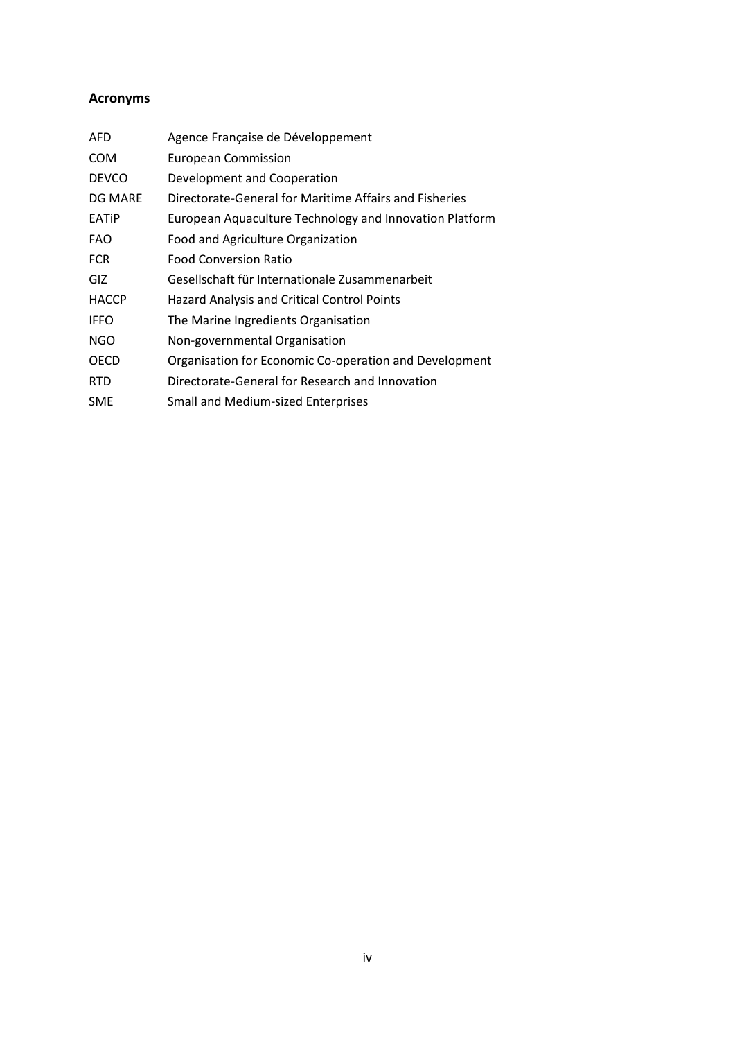## Acronyms

| | |
|---|---|
| AFD | Agence Française de Développement |
| COM | European Commission |
| DEVCO | Development and Cooperation |
| DG MARE | Directorate-General for Maritime Affairs and Fisheries |
| EATiP | European Aquaculture Technology and Innovation Platform |
| FAO | Food and Agriculture Organization |
| FCR | Food Conversion Ratio |
| GIZ | Gesellschaft für Internationale Zusammenarbeit |
| HACCP | Hazard Analysis and Critical Control Points |
| IFFO | The Marine Ingredients Organisation |
| NGO | Non-governmental Organisation |
| OECD | Organisation for Economic Co-operation and Development |
| RTD | Directorate-General for Research and Innovation |
| SME | Small and Medium-sized Enterprises |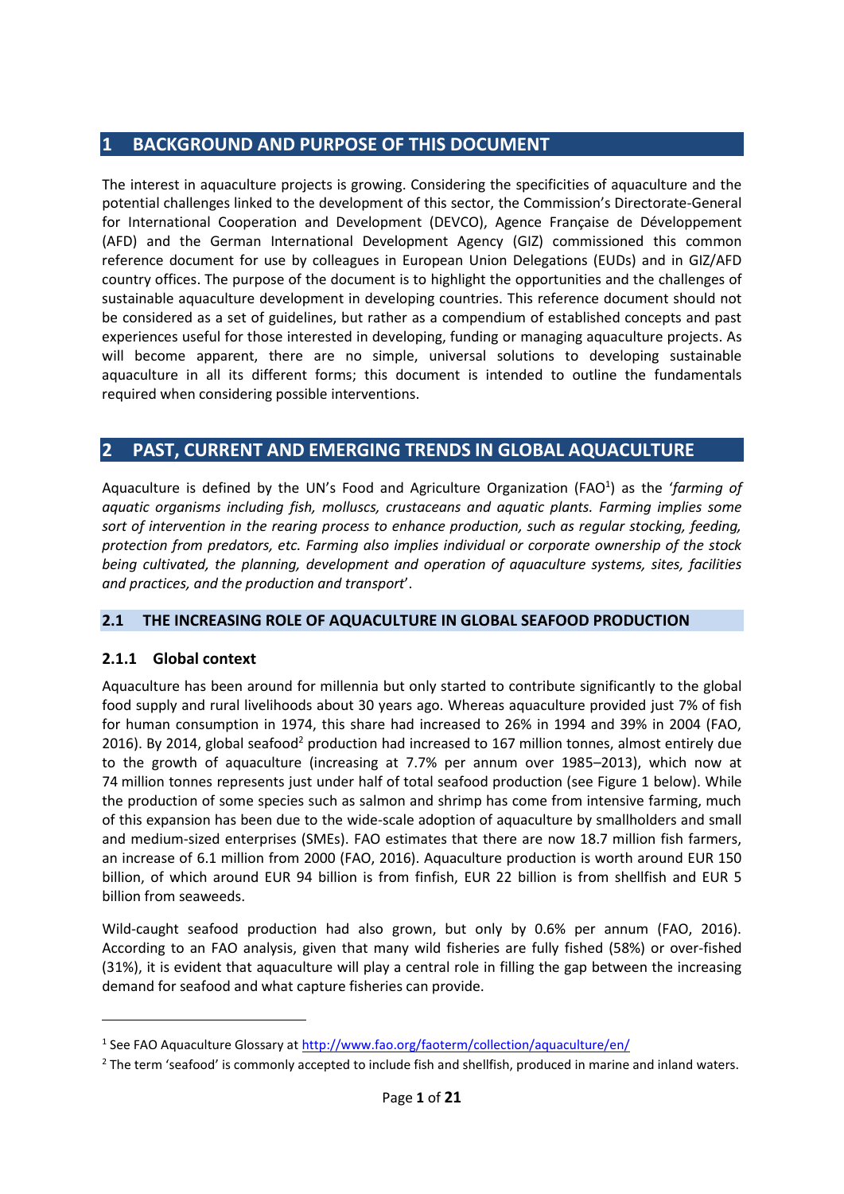# 1 BACKGROUND AND PURPOSE OF THIS DOCUMENT

The interest in aquaculture projects is growing. Considering the specificities of aquaculture and the potential challenges linked to the development of this sector, the Commission's Directorate-General for International Cooperation and Development (DEVCO), Agence Française de Développement (AFD) and the German International Development Agency (GIZ) commissioned this common reference document for use by colleagues in European Union Delegations (EUDs) and in GIZ/AFD country offices. The purpose of the document is to highlight the opportunities and the challenges of sustainable aquaculture development in developing countries. This reference document should not be considered as a set of guidelines, but rather as a compendium of established concepts and past experiences useful for those interested in developing, funding or managing aquaculture projects. As will become apparent, there are no simple, universal solutions to developing sustainable aquaculture in all its different forms; this document is intended to outline the fundamentals required when considering possible interventions.

# 2 PAST, CURRENT AND EMERGING TRENDS IN GLOBAL AQUACULTURE

Aquaculture is defined by the UN's Food and Agriculture Organization (FAO[1]) as the '*farming of aquatic organisms including fish, molluscs, crustaceans and aquatic plants. Farming implies some sort of intervention in the rearing process to enhance production, such as regular stocking, feeding, protection from predators, etc. Farming also implies individual or corporate ownership of the stock being cultivated, the planning, development and operation of aquaculture systems, sites, facilities and practices, and the production and transport*'.

## 2.1 THE INCREASING ROLE OF AQUACULTURE IN GLOBAL SEAFOOD PRODUCTION

### 2.1.1 Global context

Aquaculture has been around for millennia but only started to contribute significantly to the global food supply and rural livelihoods about 30 years ago. Whereas aquaculture provided just 7% of fish for human consumption in 1974, this share had increased to 26% in 1994 and 39% in 2004 (FAO, 2016). By 2014, global seafood[2] production had increased to 167 million tonnes, almost entirely due to the growth of aquaculture (increasing at 7.7% per annum over 1985–2013), which now at 74 million tonnes represents just under half of total seafood production (see Figure 1 below). While the production of some species such as salmon and shrimp has come from intensive farming, much of this expansion has been due to the wide-scale adoption of aquaculture by smallholders and small and medium-sized enterprises (SMEs). FAO estimates that there are now 18.7 million fish farmers, an increase of 6.1 million from 2000 (FAO, 2016). Aquaculture production is worth around EUR 150 billion, of which around EUR 94 billion is from finfish, EUR 22 billion is from shellfish and EUR 5 billion from seaweeds.

Wild-caught seafood production had also grown, but only by 0.6% per annum (FAO, 2016). According to an FAO analysis, given that many wild fisheries are fully fished (58%) or over-fished (31%), it is evident that aquaculture will play a central role in filling the gap between the increasing demand for seafood and what capture fisheries can provide.

[1] See FAO Aquaculture Glossary at http://www.fao.org/faoterm/collection/aquaculture/en/

[2] The term 'seafood' is commonly accepted to include fish and shellfish, produced in marine and inland waters.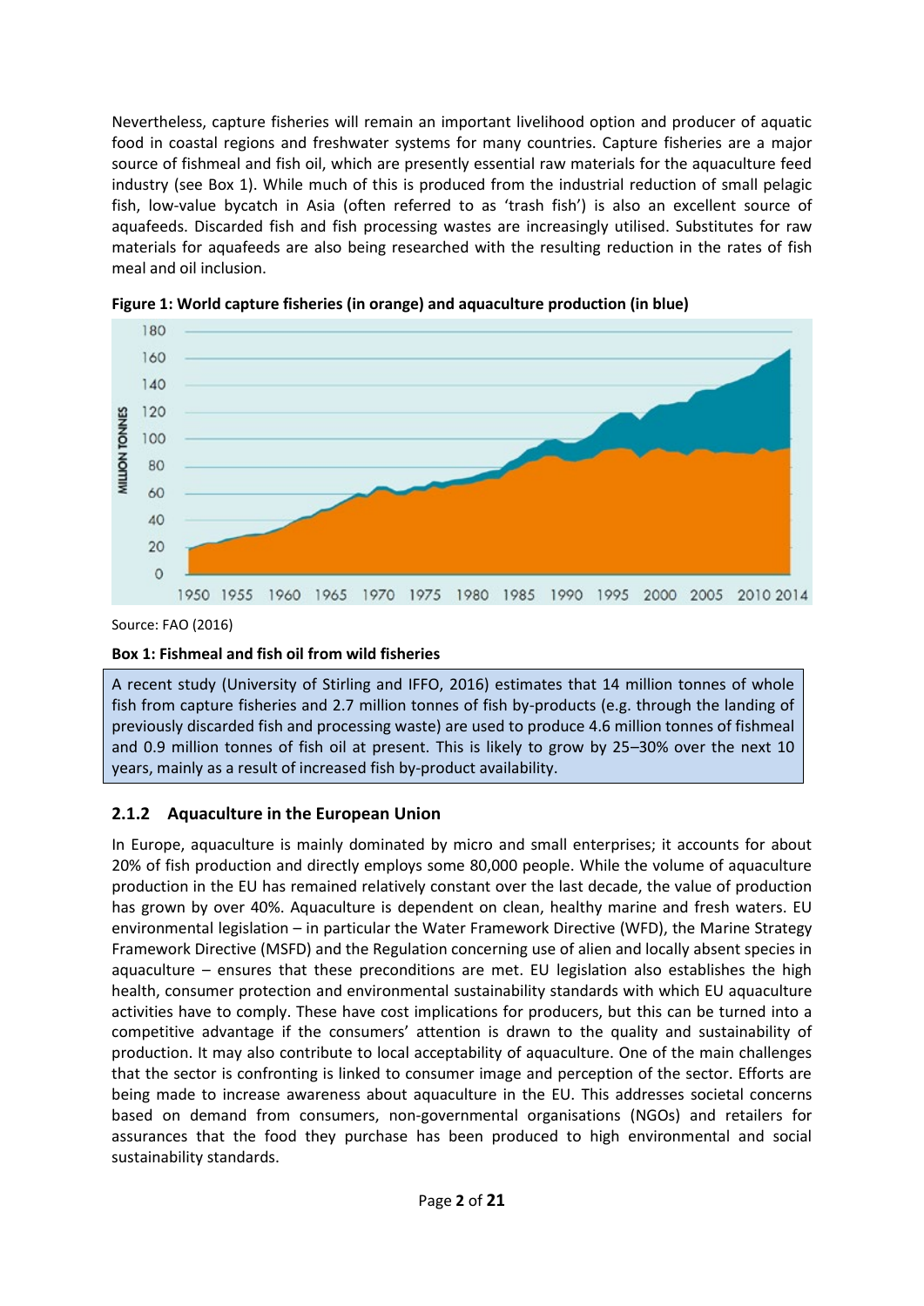Nevertheless, capture fisheries will remain an important livelihood option and producer of aquatic food in coastal regions and freshwater systems for many countries. Capture fisheries are a major source of fishmeal and fish oil, which are presently essential raw materials for the aquaculture feed industry (see Box 1). While much of this is produced from the industrial reduction of small pelagic fish, low-value bycatch in Asia (often referred to as 'trash fish') is also an excellent source of aquafeeds. Discarded fish and fish processing wastes are increasingly utilised. Substitutes for raw materials for aquafeeds are also being researched with the resulting reduction in the rates of fish meal and oil inclusion.

**Figure 1: World capture fisheries (in orange) and aquaculture production (in blue)**

Source: FAO (2016)

**Box 1: Fishmeal and fish oil from wild fisheries**

A recent study (University of Stirling and IFFO, 2016) estimates that 14 million tonnes of whole fish from capture fisheries and 2.7 million tonnes of fish by-products (e.g. through the landing of previously discarded fish and processing waste) are used to produce 4.6 million tonnes of fishmeal and 0.9 million tonnes of fish oil at present. This is likely to grow by 25–30% over the next 10 years, mainly as a result of increased fish by-product availability.

### 2.1.2 Aquaculture in the European Union

In Europe, aquaculture is mainly dominated by micro and small enterprises; it accounts for about 20% of fish production and directly employs some 80,000 people. While the volume of aquaculture production in the EU has remained relatively constant over the last decade, the value of production has grown by over 40%. Aquaculture is dependent on clean, healthy marine and fresh waters. EU environmental legislation – in particular the Water Framework Directive (WFD), the Marine Strategy Framework Directive (MSFD) and the Regulation concerning use of alien and locally absent species in aquaculture – ensures that these preconditions are met. EU legislation also establishes the high health, consumer protection and environmental sustainability standards with which EU aquaculture activities have to comply. These have cost implications for producers, but this can be turned into a competitive advantage if the consumers' attention is drawn to the quality and sustainability of production. It may also contribute to local acceptability of aquaculture. One of the main challenges that the sector is confronting is linked to consumer image and perception of the sector. Efforts are being made to increase awareness about aquaculture in the EU. This addresses societal concerns based on demand from consumers, non-governmental organisations (NGOs) and retailers for assurances that the food they purchase has been produced to high environmental and social sustainability standards.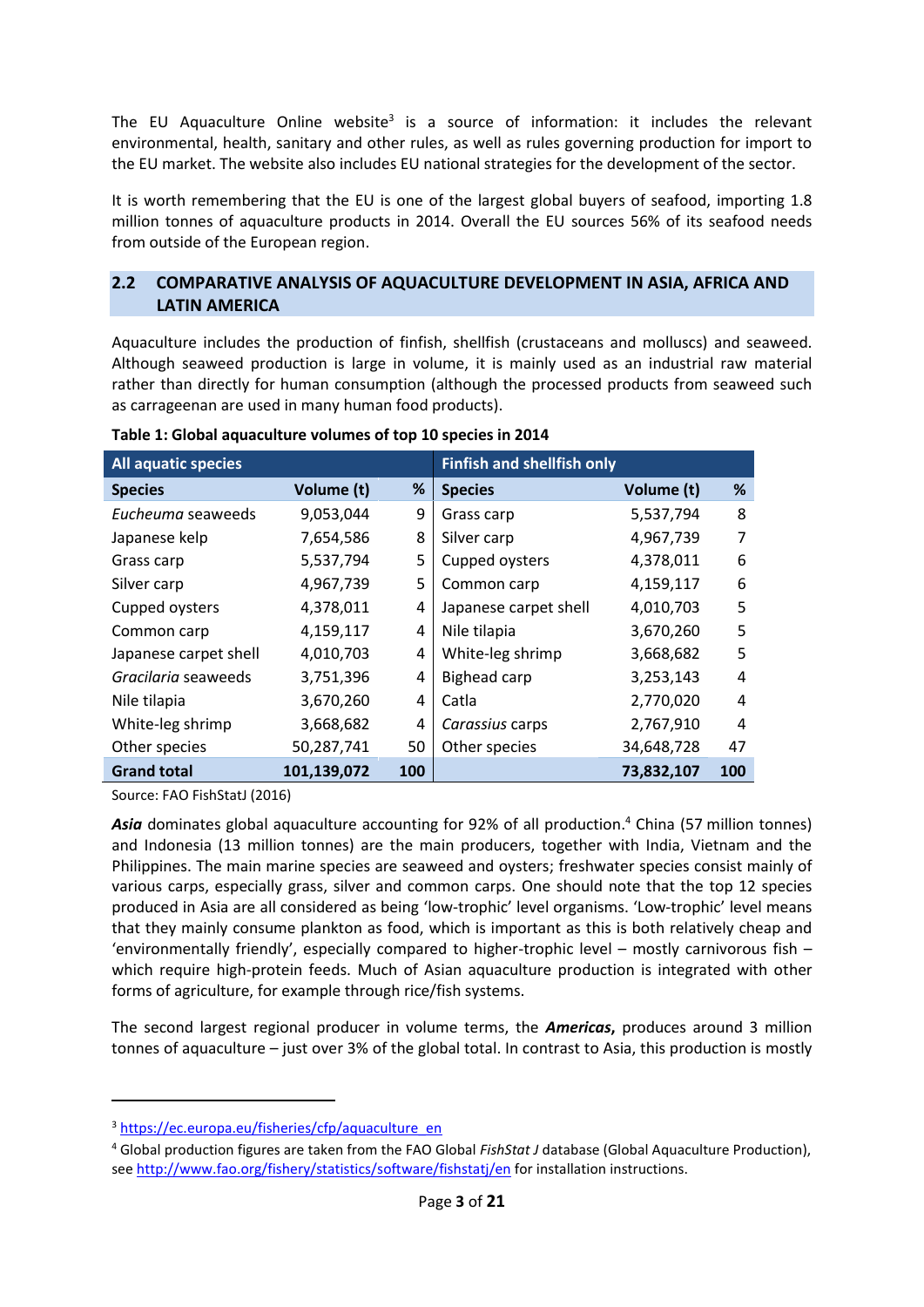The EU Aquaculture Online website[3] is a source of information: it includes the relevant environmental, health, sanitary and other rules, as well as rules governing production for import to the EU market. The website also includes EU national strategies for the development of the sector.

It is worth remembering that the EU is one of the largest global buyers of seafood, importing 1.8 million tonnes of aquaculture products in 2014. Overall the EU sources 56% of its seafood needs from outside of the European region.

## 2.2 COMPARATIVE ANALYSIS OF AQUACULTURE DEVELOPMENT IN ASIA, AFRICA AND LATIN AMERICA

Aquaculture includes the production of finfish, shellfish (crustaceans and molluscs) and seaweed. Although seaweed production is large in volume, it is mainly used as an industrial raw material rather than directly for human consumption (although the processed products from seaweed such as carrageenan are used in many human food products).

**Table 1: Global aquaculture volumes of top 10 species in 2014**

| All aquatic species | | | Finfish and shellfish only | | |
|---|---|---|---|---|---|
| **Species** | **Volume (t)** | **%** | **Species** | **Volume (t)** | **%** |
| *Eucheuma* seaweeds | 9,053,044 | 9 | Grass carp | 5,537,794 | 8 |
| Japanese kelp | 7,654,586 | 8 | Silver carp | 4,967,739 | 7 |
| Grass carp | 5,537,794 | 5 | Cupped oysters | 4,378,011 | 6 |
| Silver carp | 4,967,739 | 5 | Common carp | 4,159,117 | 6 |
| Cupped oysters | 4,378,011 | 4 | Japanese carpet shell | 4,010,703 | 5 |
| Common carp | 4,159,117 | 4 | Nile tilapia | 3,670,260 | 5 |
| Japanese carpet shell | 4,010,703 | 4 | White-leg shrimp | 3,668,682 | 5 |
| *Gracilaria* seaweeds | 3,751,396 | 4 | Bighead carp | 3,253,143 | 4 |
| Nile tilapia | 3,670,260 | 4 | Catla | 2,770,020 | 4 |
| White-leg shrimp | 3,668,682 | 4 | *Carassius* carps | 2,767,910 | 4 |
| Other species | 50,287,741 | 50 | Other species | 34,648,728 | 47 |
| **Grand total** | **101,139,072** | **100** | | **73,832,107** | **100** |

Source: FAO FishStatJ (2016)

***Asia*** dominates global aquaculture accounting for 92% of all production.[4] China (57 million tonnes) and Indonesia (13 million tonnes) are the main producers, together with India, Vietnam and the Philippines. The main marine species are seaweed and oysters; freshwater species consist mainly of various carps, especially grass, silver and common carps. One should note that the top 12 species produced in Asia are all considered as being 'low-trophic' level organisms. 'Low-trophic' level means that they mainly consume plankton as food, which is important as this is both relatively cheap and 'environmentally friendly', especially compared to higher-trophic level – mostly carnivorous fish – which require high-protein feeds. Much of Asian aquaculture production is integrated with other forms of agriculture, for example through rice/fish systems.

The second largest regional producer in volume terms, the ***Americas,*** produces around 3 million tonnes of aquaculture – just over 3% of the global total. In contrast to Asia, this production is mostly

[3] https://ec.europa.eu/fisheries/cfp/aquaculture_en

[4] Global production figures are taken from the FAO Global *FishStat J* database (Global Aquaculture Production), see http://www.fao.org/fishery/statistics/software/fishstatj/en for installation instructions.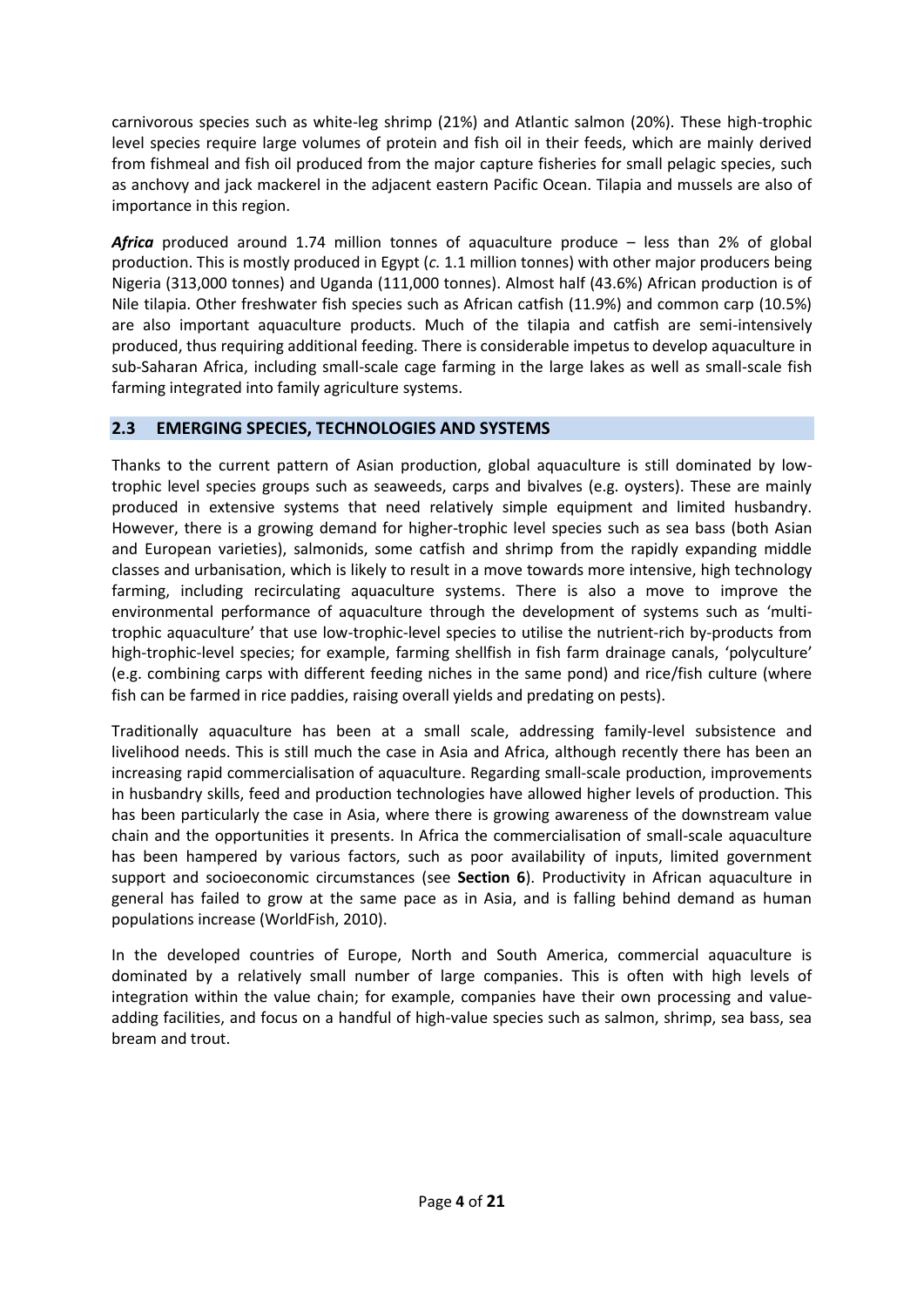carnivorous species such as white-leg shrimp (21%) and Atlantic salmon (20%). These high-trophic level species require large volumes of protein and fish oil in their feeds, which are mainly derived from fishmeal and fish oil produced from the major capture fisheries for small pelagic species, such as anchovy and jack mackerel in the adjacent eastern Pacific Ocean. Tilapia and mussels are also of importance in this region.

***Africa*** produced around 1.74 million tonnes of aquaculture produce – less than 2% of global production. This is mostly produced in Egypt (*c.* 1.1 million tonnes) with other major producers being Nigeria (313,000 tonnes) and Uganda (111,000 tonnes). Almost half (43.6%) African production is of Nile tilapia. Other freshwater fish species such as African catfish (11.9%) and common carp (10.5%) are also important aquaculture products. Much of the tilapia and catfish are semi-intensively produced, thus requiring additional feeding. There is considerable impetus to develop aquaculture in sub-Saharan Africa, including small-scale cage farming in the large lakes as well as small-scale fish farming integrated into family agriculture systems.

## 2.3 EMERGING SPECIES, TECHNOLOGIES AND SYSTEMS

Thanks to the current pattern of Asian production, global aquaculture is still dominated by low-trophic level species groups such as seaweeds, carps and bivalves (e.g. oysters). These are mainly produced in extensive systems that need relatively simple equipment and limited husbandry. However, there is a growing demand for higher-trophic level species such as sea bass (both Asian and European varieties), salmonids, some catfish and shrimp from the rapidly expanding middle classes and urbanisation, which is likely to result in a move towards more intensive, high technology farming, including recirculating aquaculture systems. There is also a move to improve the environmental performance of aquaculture through the development of systems such as 'multi-trophic aquaculture' that use low-trophic-level species to utilise the nutrient-rich by-products from high-trophic-level species; for example, farming shellfish in fish farm drainage canals, 'polyculture' (e.g. combining carps with different feeding niches in the same pond) and rice/fish culture (where fish can be farmed in rice paddies, raising overall yields and predating on pests).

Traditionally aquaculture has been at a small scale, addressing family-level subsistence and livelihood needs. This is still much the case in Asia and Africa, although recently there has been an increasing rapid commercialisation of aquaculture. Regarding small-scale production, improvements in husbandry skills, feed and production technologies have allowed higher levels of production. This has been particularly the case in Asia, where there is growing awareness of the downstream value chain and the opportunities it presents. In Africa the commercialisation of small-scale aquaculture has been hampered by various factors, such as poor availability of inputs, limited government support and socioeconomic circumstances (see **Section 6**). Productivity in African aquaculture in general has failed to grow at the same pace as in Asia, and is falling behind demand as human populations increase (WorldFish, 2010).

In the developed countries of Europe, North and South America, commercial aquaculture is dominated by a relatively small number of large companies. This is often with high levels of integration within the value chain; for example, companies have their own processing and value-adding facilities, and focus on a handful of high-value species such as salmon, shrimp, sea bass, sea bream and trout.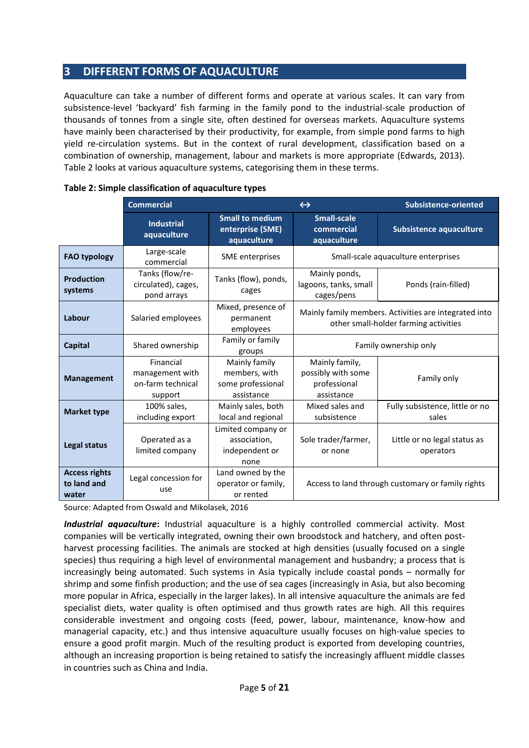## 3 DIFFERENT FORMS OF AQUACULTURE

Aquaculture can take a number of different forms and operate at various scales. It can vary from subsistence-level 'backyard' fish farming in the family pond to the industrial-scale production of thousands of tonnes from a single site, often destined for overseas markets. Aquaculture systems have mainly been characterised by their productivity, for example, from simple pond farms to high yield re-circulation systems. But in the context of rural development, classification based on a combination of ownership, management, labour and markets is more appropriate (Edwards, 2013). Table 2 looks at various aquaculture systems, categorising them in these terms.

**Table 2: Simple classification of aquaculture types**

| | Commercial | ↔ | | Subsistence-oriented |
|---|---|---|---|---|
| | Industrial aquaculture | Small to medium enterprise (SME) aquaculture | Small-scale commercial aquaculture | Subsistence aquaculture |
| **FAO typology** | Large-scale commercial | SME enterprises | Small-scale aquaculture enterprises | |
| **Production systems** | Tanks (flow/re-circulated), cages, pond arrays | Tanks (flow), ponds, cages | Mainly ponds, lagoons, tanks, small cages/pens | Ponds (rain-filled) |
| **Labour** | Salaried employees | Mixed, presence of permanent employees | Mainly family members. Activities are integrated into other small-holder farming activities | |
| **Capital** | Shared ownership | Family or family groups | Family ownership only | |
| **Management** | Financial management with on-farm technical support | Mainly family members, with some professional assistance | Mainly family, possibly with some professional assistance | Family only |
| **Market type** | 100% sales, including export | Mainly sales, both local and regional | Mixed sales and subsistence | Fully subsistence, little or no sales |
| **Legal status** | Operated as a limited company | Limited company or association, independent or none | Sole trader/farmer, or none | Little or no legal status as operators |
| **Access rights to land and water** | Legal concession for use | Land owned by the operator or family, or rented | Access to land through customary or family rights | |

Source: Adapted from Oswald and Mikolasek, 2016

***Industrial aquaculture*:** Industrial aquaculture is a highly controlled commercial activity. Most companies will be vertically integrated, owning their own broodstock and hatchery, and often post-harvest processing facilities. The animals are stocked at high densities (usually focused on a single species) thus requiring a high level of environmental management and husbandry; a process that is increasingly being automated. Such systems in Asia typically include coastal ponds – normally for shrimp and some finfish production; and the use of sea cages (increasingly in Asia, but also becoming more popular in Africa, especially in the larger lakes). In all intensive aquaculture the animals are fed specialist diets, water quality is often optimised and thus growth rates are high. All this requires considerable investment and ongoing costs (feed, power, labour, maintenance, know-how and managerial capacity, etc.) and thus intensive aquaculture usually focuses on high-value species to ensure a good profit margin. Much of the resulting product is exported from developing countries, although an increasing proportion is being retained to satisfy the increasingly affluent middle classes in countries such as China and India.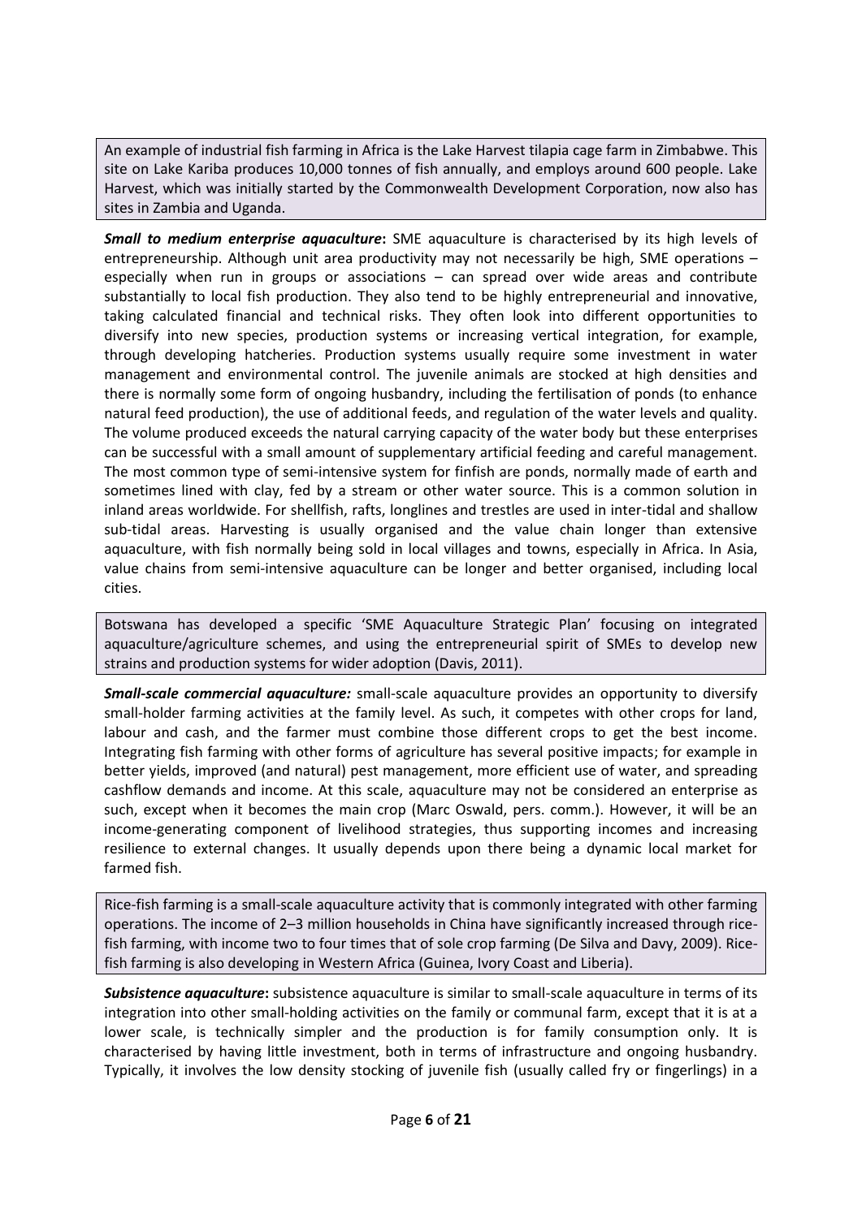An example of industrial fish farming in Africa is the Lake Harvest tilapia cage farm in Zimbabwe. This site on Lake Kariba produces 10,000 tonnes of fish annually, and employs around 600 people. Lake Harvest, which was initially started by the Commonwealth Development Corporation, now also has sites in Zambia and Uganda.

***Small to medium enterprise aquaculture*:** SME aquaculture is characterised by its high levels of entrepreneurship. Although unit area productivity may not necessarily be high, SME operations – especially when run in groups or associations – can spread over wide areas and contribute substantially to local fish production. They also tend to be highly entrepreneurial and innovative, taking calculated financial and technical risks. They often look into different opportunities to diversify into new species, production systems or increasing vertical integration, for example, through developing hatcheries. Production systems usually require some investment in water management and environmental control. The juvenile animals are stocked at high densities and there is normally some form of ongoing husbandry, including the fertilisation of ponds (to enhance natural feed production), the use of additional feeds, and regulation of the water levels and quality. The volume produced exceeds the natural carrying capacity of the water body but these enterprises can be successful with a small amount of supplementary artificial feeding and careful management. The most common type of semi-intensive system for finfish are ponds, normally made of earth and sometimes lined with clay, fed by a stream or other water source. This is a common solution in inland areas worldwide. For shellfish, rafts, longlines and trestles are used in inter-tidal and shallow sub-tidal areas. Harvesting is usually organised and the value chain longer than extensive aquaculture, with fish normally being sold in local villages and towns, especially in Africa. In Asia, value chains from semi-intensive aquaculture can be longer and better organised, including local cities.

Botswana has developed a specific 'SME Aquaculture Strategic Plan' focusing on integrated aquaculture/agriculture schemes, and using the entrepreneurial spirit of SMEs to develop new strains and production systems for wider adoption (Davis, 2011).

***Small-scale commercial aquaculture:*** small-scale aquaculture provides an opportunity to diversify small-holder farming activities at the family level. As such, it competes with other crops for land, labour and cash, and the farmer must combine those different crops to get the best income. Integrating fish farming with other forms of agriculture has several positive impacts; for example in better yields, improved (and natural) pest management, more efficient use of water, and spreading cashflow demands and income. At this scale, aquaculture may not be considered an enterprise as such, except when it becomes the main crop (Marc Oswald, pers. comm.). However, it will be an income-generating component of livelihood strategies, thus supporting incomes and increasing resilience to external changes. It usually depends upon there being a dynamic local market for farmed fish.

Rice-fish farming is a small-scale aquaculture activity that is commonly integrated with other farming operations. The income of 2–3 million households in China have significantly increased through rice-fish farming, with income two to four times that of sole crop farming (De Silva and Davy, 2009). Rice-fish farming is also developing in Western Africa (Guinea, Ivory Coast and Liberia).

***Subsistence aquaculture*:** subsistence aquaculture is similar to small-scale aquaculture in terms of its integration into other small-holding activities on the family or communal farm, except that it is at a lower scale, is technically simpler and the production is for family consumption only. It is characterised by having little investment, both in terms of infrastructure and ongoing husbandry. Typically, it involves the low density stocking of juvenile fish (usually called fry or fingerlings) in a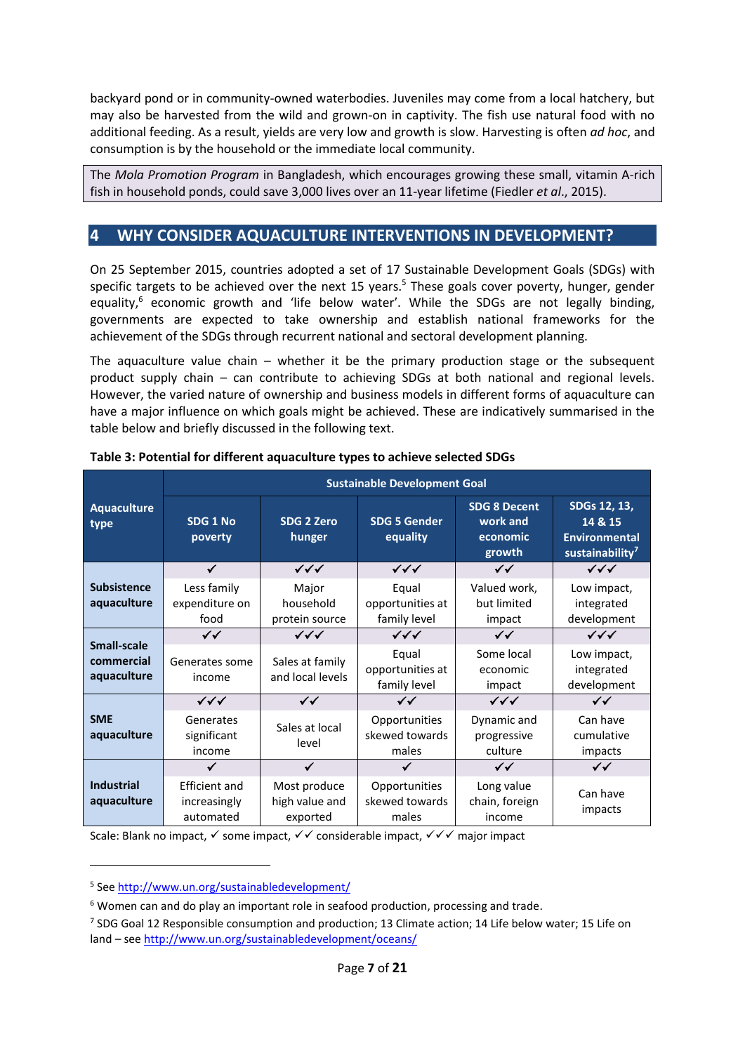backyard pond or in community-owned waterbodies. Juveniles may come from a local hatchery, but may also be harvested from the wild and grown-on in captivity. The fish use natural food with no additional feeding. As a result, yields are very low and growth is slow. Harvesting is often *ad hoc*, and consumption is by the household or the immediate local community.

> The *Mola Promotion Program* in Bangladesh, which encourages growing these small, vitamin A-rich fish in household ponds, could save 3,000 lives over an 11-year lifetime (Fiedler *et al*., 2015).

## 4 WHY CONSIDER AQUACULTURE INTERVENTIONS IN DEVELOPMENT?

On 25 September 2015, countries adopted a set of 17 Sustainable Development Goals (SDGs) with specific targets to be achieved over the next 15 years.[5] These goals cover poverty, hunger, gender equality,[6] economic growth and 'life below water'. While the SDGs are not legally binding, governments are expected to take ownership and establish national frameworks for the achievement of the SDGs through recurrent national and sectoral development planning.

The aquaculture value chain – whether it be the primary production stage or the subsequent product supply chain – can contribute to achieving SDGs at both national and regional levels. However, the varied nature of ownership and business models in different forms of aquaculture can have a major influence on which goals might be achieved. These are indicatively summarised in the table below and briefly discussed in the following text.

**Table 3: Potential for different aquaculture types to achieve selected SDGs**

| Aquaculture type | Sustainable Development Goal | | | | |
|---|---|---|---|---|---|
| | SDG 1 No poverty | SDG 2 Zero hunger | SDG 5 Gender equality | SDG 8 Decent work and economic growth | SDGs 12, 13, 14 & 15 Environmental sustainability[7] |
| Subsistence aquaculture | ✓ Less family expenditure on food | ✓✓✓ Major household protein source | ✓✓✓ Equal opportunities at family level | ✓✓ Valued work, but limited impact | ✓✓✓ Low impact, integrated development |
| Small-scale commercial aquaculture | ✓✓ Generates some income | ✓✓✓ Sales at family and local levels | ✓✓✓ Equal opportunities at family level | ✓✓ Some local economic impact | ✓✓✓ Low impact, integrated development |
| SME aquaculture | ✓✓✓ Generates significant income | ✓✓ Sales at local level | ✓✓ Opportunities skewed towards males | ✓✓✓ Dynamic and progressive culture | ✓✓ Can have cumulative impacts |
| Industrial aquaculture | ✓ Efficient and increasingly automated | ✓ Most produce high value and exported | ✓ Opportunities skewed towards males | ✓✓ Long value chain, foreign income | ✓✓ Can have impacts |

Scale: Blank no impact, ✓ some impact, ✓✓ considerable impact, ✓✓✓ major impact

---

[5] See http://www.un.org/sustainabledevelopment/

[6] Women can and do play an important role in seafood production, processing and trade.

[7] SDG Goal 12 Responsible consumption and production; 13 Climate action; 14 Life below water; 15 Life on land – see http://www.un.org/sustainabledevelopment/oceans/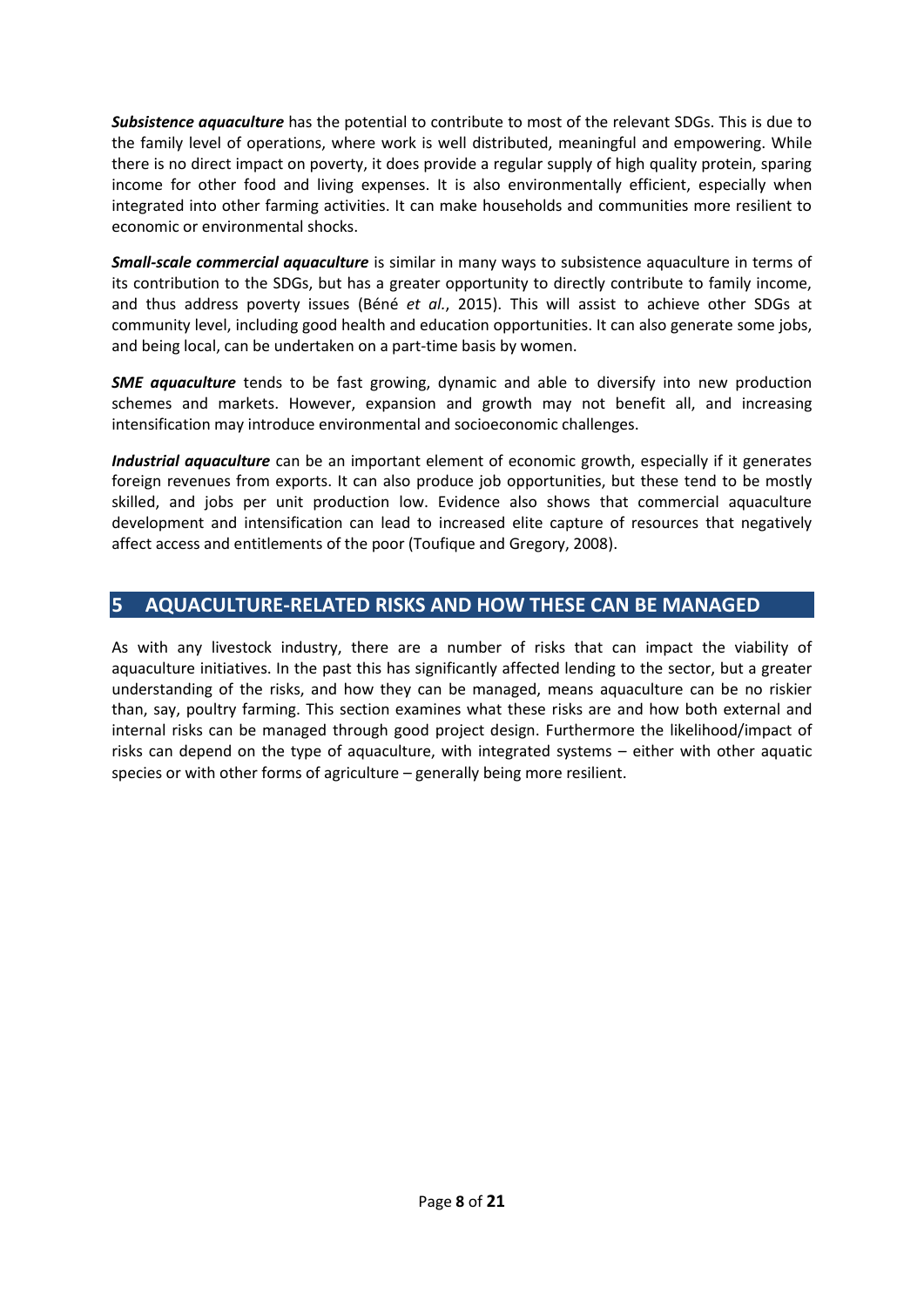***Subsistence aquaculture*** has the potential to contribute to most of the relevant SDGs. This is due to the family level of operations, where work is well distributed, meaningful and empowering. While there is no direct impact on poverty, it does provide a regular supply of high quality protein, sparing income for other food and living expenses. It is also environmentally efficient, especially when integrated into other farming activities. It can make households and communities more resilient to economic or environmental shocks.

***Small-scale commercial aquaculture*** is similar in many ways to subsistence aquaculture in terms of its contribution to the SDGs, but has a greater opportunity to directly contribute to family income, and thus address poverty issues (Béné *et al.*, 2015). This will assist to achieve other SDGs at community level, including good health and education opportunities. It can also generate some jobs, and being local, can be undertaken on a part-time basis by women.

***SME aquaculture*** tends to be fast growing, dynamic and able to diversify into new production schemes and markets. However, expansion and growth may not benefit all, and increasing intensification may introduce environmental and socioeconomic challenges.

***Industrial aquaculture*** can be an important element of economic growth, especially if it generates foreign revenues from exports. It can also produce job opportunities, but these tend to be mostly skilled, and jobs per unit production low. Evidence also shows that commercial aquaculture development and intensification can lead to increased elite capture of resources that negatively affect access and entitlements of the poor (Toufique and Gregory, 2008).

## 5 AQUACULTURE-RELATED RISKS AND HOW THESE CAN BE MANAGED

As with any livestock industry, there are a number of risks that can impact the viability of aquaculture initiatives. In the past this has significantly affected lending to the sector, but a greater understanding of the risks, and how they can be managed, means aquaculture can be no riskier than, say, poultry farming. This section examines what these risks are and how both external and internal risks can be managed through good project design. Furthermore the likelihood/impact of risks can depend on the type of aquaculture, with integrated systems – either with other aquatic species or with other forms of agriculture – generally being more resilient.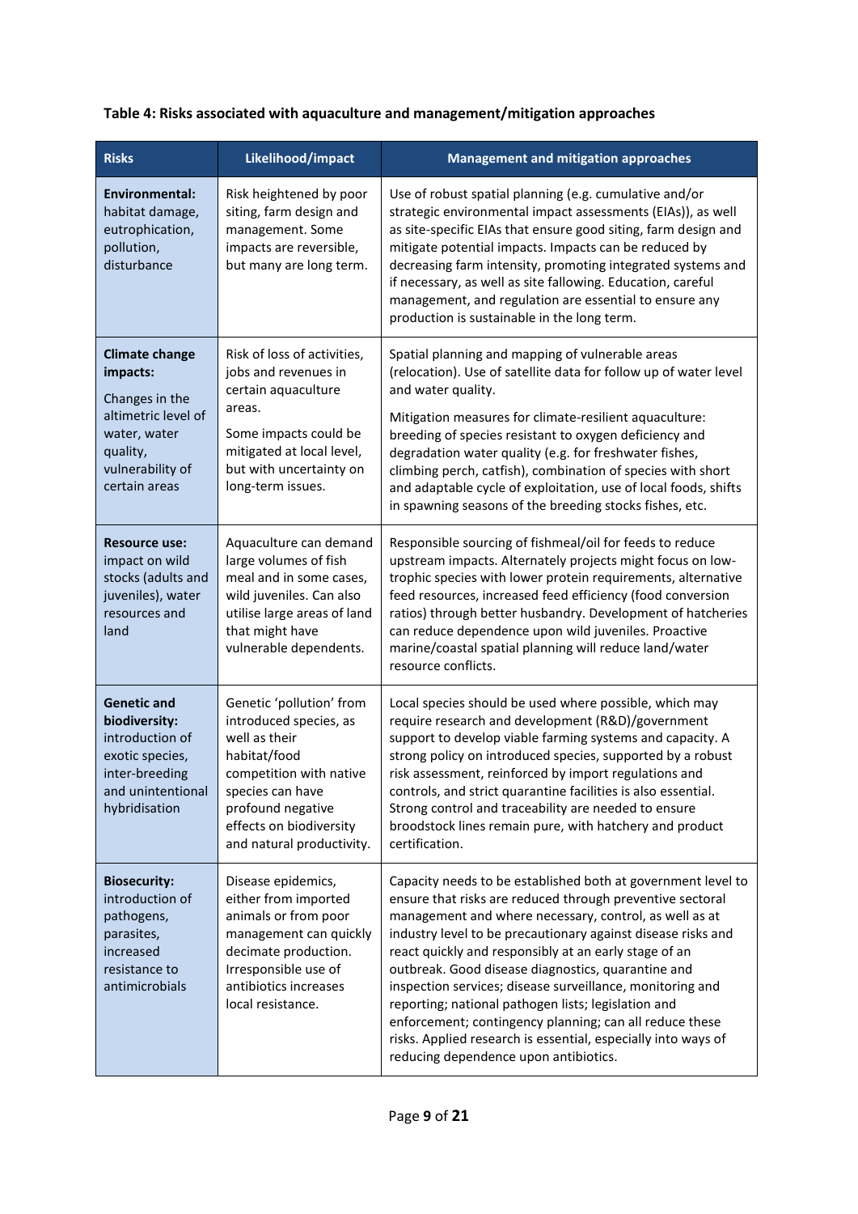**Table 4: Risks associated with aquaculture and management/mitigation approaches**

| Risks | Likelihood/impact | Management and mitigation approaches |
|---|---|---|
| **Environmental:** habitat damage, eutrophication, pollution, disturbance | Risk heightened by poor siting, farm design and management. Some impacts are reversible, but many are long term. | Use of robust spatial planning (e.g. cumulative and/or strategic environmental impact assessments (EIAs)), as well as site-specific EIAs that ensure good siting, farm design and mitigate potential impacts. Impacts can be reduced by decreasing farm intensity, promoting integrated systems and if necessary, as well as site fallowing. Education, careful management, and regulation are essential to ensure any production is sustainable in the long term. |
| **Climate change impacts:** Changes in the altimetric level of water, water quality, vulnerability of certain areas | Risk of loss of activities, jobs and revenues in certain aquaculture areas. Some impacts could be mitigated at local level, but with uncertainty on long-term issues. | Spatial planning and mapping of vulnerable areas (relocation). Use of satellite data for follow up of water level and water quality. Mitigation measures for climate-resilient aquaculture: breeding of species resistant to oxygen deficiency and degradation water quality (e.g. for freshwater fishes, climbing perch, catfish), combination of species with short and adaptable cycle of exploitation, use of local foods, shifts in spawning seasons of the breeding stocks fishes, etc. |
| **Resource use:** impact on wild stocks (adults and juveniles), water resources and land | Aquaculture can demand large volumes of fish meal and in some cases, wild juveniles. Can also utilise large areas of land that might have vulnerable dependents. | Responsible sourcing of fishmeal/oil for feeds to reduce upstream impacts. Alternately projects might focus on low-trophic species with lower protein requirements, alternative feed resources, increased feed efficiency (food conversion ratios) through better husbandry. Development of hatcheries can reduce dependence upon wild juveniles. Proactive marine/coastal spatial planning will reduce land/water resource conflicts. |
| **Genetic and biodiversity:** introduction of exotic species, inter-breeding and unintentional hybridisation | Genetic 'pollution' from introduced species, as well as their habitat/food competition with native species can have profound negative effects on biodiversity and natural productivity. | Local species should be used where possible, which may require research and development (R&D)/government support to develop viable farming systems and capacity. A strong policy on introduced species, supported by a robust risk assessment, reinforced by import regulations and controls, and strict quarantine facilities is also essential. Strong control and traceability are needed to ensure broodstock lines remain pure, with hatchery and product certification. |
| **Biosecurity:** introduction of pathogens, parasites, increased resistance to antimicrobials | Disease epidemics, either from imported animals or from poor management can quickly decimate production. Irresponsible use of antibiotics increases local resistance. | Capacity needs to be established both at government level to ensure that risks are reduced through preventive sectoral management and where necessary, control, as well as at industry level to be precautionary against disease risks and react quickly and responsibly at an early stage of an outbreak. Good disease diagnostics, quarantine and inspection services; disease surveillance, monitoring and reporting; national pathogen lists; legislation and enforcement; contingency planning; can all reduce these risks. Applied research is essential, especially into ways of reducing dependence upon antibiotics. |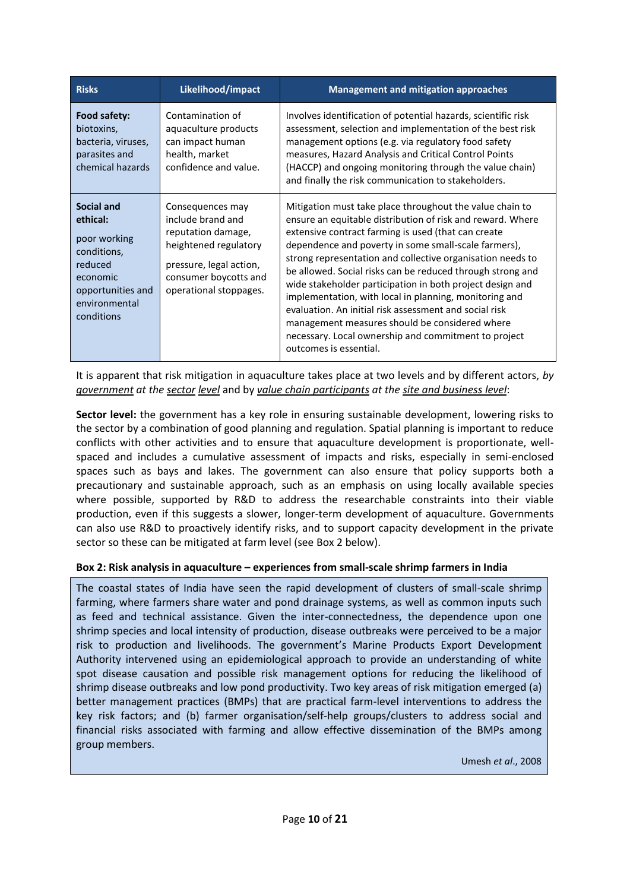| Risks | Likelihood/impact | Management and mitigation approaches |
| --- | --- | --- |
| **Food safety:** biotoxins, bacteria, viruses, parasites and chemical hazards | Contamination of aquaculture products can impact human health, market confidence and value. | Involves identification of potential hazards, scientific risk assessment, selection and implementation of the best risk management options (e.g. via regulatory food safety measures, Hazard Analysis and Critical Control Points (HACCP) and ongoing monitoring through the value chain) and finally the risk communication to stakeholders. |
| **Social and ethical:** poor working conditions, reduced economic opportunities and environmental conditions | Consequences may include brand and reputation damage, heightened regulatory pressure, legal action, consumer boycotts and operational stoppages. | Mitigation must take place throughout the value chain to ensure an equitable distribution of risk and reward. Where extensive contract farming is used (that can create dependence and poverty in some small-scale farmers), strong representation and collective organisation needs to be allowed. Social risks can be reduced through strong and wide stakeholder participation in both project design and implementation, with local in planning, monitoring and evaluation. An initial risk assessment and social risk management measures should be considered where necessary. Local ownership and commitment to project outcomes is essential. |

It is apparent that risk mitigation in aquaculture takes place at two levels and by different actors, *by government* at the sector level and by value chain participants at the site and business level:

**Sector level:** the government has a key role in ensuring sustainable development, lowering risks to the sector by a combination of good planning and regulation. Spatial planning is important to reduce conflicts with other activities and to ensure that aquaculture development is proportionate, well-spaced and includes a cumulative assessment of impacts and risks, especially in semi-enclosed spaces such as bays and lakes. The government can also ensure that policy supports both a precautionary and sustainable approach, such as an emphasis on using locally available species where possible, supported by R&D to address the researchable constraints into their viable production, even if this suggests a slower, longer-term development of aquaculture. Governments can also use R&D to proactively identify risks, and to support capacity development in the private sector so these can be mitigated at farm level (see Box 2 below).

**Box 2: Risk analysis in aquaculture – experiences from small-scale shrimp farmers in India**

The coastal states of India have seen the rapid development of clusters of small-scale shrimp farming, where farmers share water and pond drainage systems, as well as common inputs such as feed and technical assistance. Given the inter-connectedness, the dependence upon one shrimp species and local intensity of production, disease outbreaks were perceived to be a major risk to production and livelihoods. The government's Marine Products Export Development Authority intervened using an epidemiological approach to provide an understanding of white spot disease causation and possible risk management options for reducing the likelihood of shrimp disease outbreaks and low pond productivity. Two key areas of risk mitigation emerged (a) better management practices (BMPs) that are practical farm-level interventions to address the key risk factors; and (b) farmer organisation/self-help groups/clusters to address social and financial risks associated with farming and allow effective dissemination of the BMPs among group members.

Umesh *et al*., 2008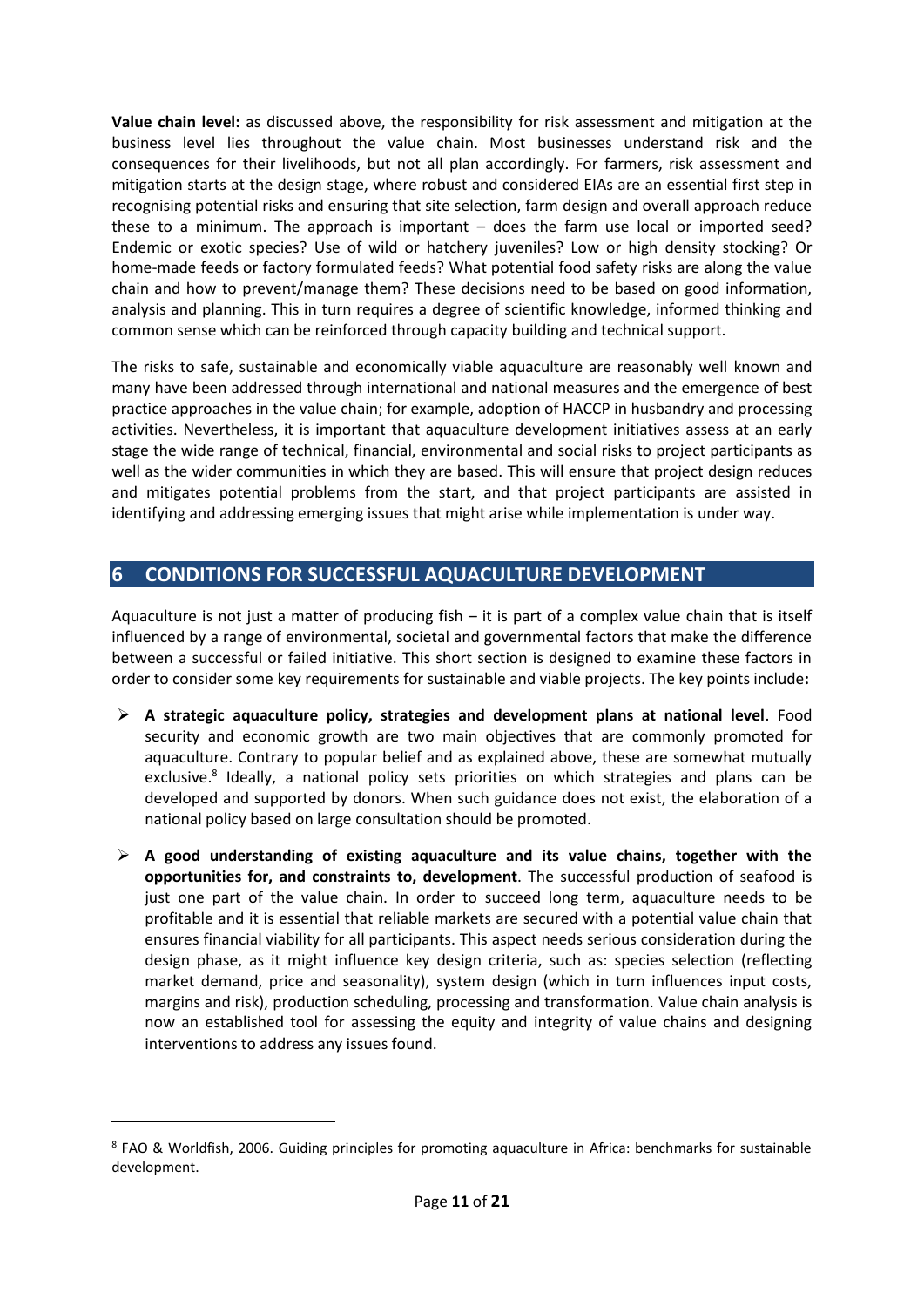**Value chain level:** as discussed above, the responsibility for risk assessment and mitigation at the business level lies throughout the value chain. Most businesses understand risk and the consequences for their livelihoods, but not all plan accordingly. For farmers, risk assessment and mitigation starts at the design stage, where robust and considered EIAs are an essential first step in recognising potential risks and ensuring that site selection, farm design and overall approach reduce these to a minimum. The approach is important – does the farm use local or imported seed? Endemic or exotic species? Use of wild or hatchery juveniles? Low or high density stocking? Or home-made feeds or factory formulated feeds? What potential food safety risks are along the value chain and how to prevent/manage them? These decisions need to be based on good information, analysis and planning. This in turn requires a degree of scientific knowledge, informed thinking and common sense which can be reinforced through capacity building and technical support.

The risks to safe, sustainable and economically viable aquaculture are reasonably well known and many have been addressed through international and national measures and the emergence of best practice approaches in the value chain; for example, adoption of HACCP in husbandry and processing activities. Nevertheless, it is important that aquaculture development initiatives assess at an early stage the wide range of technical, financial, environmental and social risks to project participants as well as the wider communities in which they are based. This will ensure that project design reduces and mitigates potential problems from the start, and that project participants are assisted in identifying and addressing emerging issues that might arise while implementation is under way.

## 6 CONDITIONS FOR SUCCESSFUL AQUACULTURE DEVELOPMENT

Aquaculture is not just a matter of producing fish – it is part of a complex value chain that is itself influenced by a range of environmental, societal and governmental factors that make the difference between a successful or failed initiative. This short section is designed to examine these factors in order to consider some key requirements for sustainable and viable projects. The key points include**:**

- **A strategic aquaculture policy, strategies and development plans at national level**. Food security and economic growth are two main objectives that are commonly promoted for aquaculture. Contrary to popular belief and as explained above, these are somewhat mutually exclusive.[8] Ideally, a national policy sets priorities on which strategies and plans can be developed and supported by donors. When such guidance does not exist, the elaboration of a national policy based on large consultation should be promoted.
- **A good understanding of existing aquaculture and its value chains, together with the opportunities for, and constraints to, development**. The successful production of seafood is just one part of the value chain. In order to succeed long term, aquaculture needs to be profitable and it is essential that reliable markets are secured with a potential value chain that ensures financial viability for all participants. This aspect needs serious consideration during the design phase, as it might influence key design criteria, such as: species selection (reflecting market demand, price and seasonality), system design (which in turn influences input costs, margins and risk), production scheduling, processing and transformation. Value chain analysis is now an established tool for assessing the equity and integrity of value chains and designing interventions to address any issues found.

---

[8] FAO & Worldfish, 2006. Guiding principles for promoting aquaculture in Africa: benchmarks for sustainable development.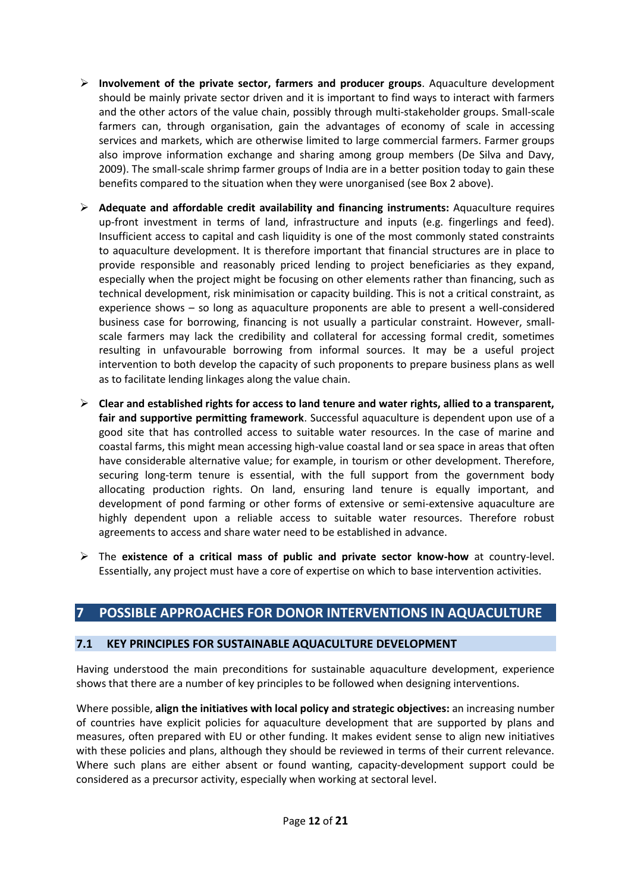- **Involvement of the private sector, farmers and producer groups**. Aquaculture development should be mainly private sector driven and it is important to find ways to interact with farmers and the other actors of the value chain, possibly through multi-stakeholder groups. Small-scale farmers can, through organisation, gain the advantages of economy of scale in accessing services and markets, which are otherwise limited to large commercial farmers. Farmer groups also improve information exchange and sharing among group members (De Silva and Davy, 2009). The small-scale shrimp farmer groups of India are in a better position today to gain these benefits compared to the situation when they were unorganised (see Box 2 above).

- **Adequate and affordable credit availability and financing instruments:** Aquaculture requires up-front investment in terms of land, infrastructure and inputs (e.g. fingerlings and feed). Insufficient access to capital and cash liquidity is one of the most commonly stated constraints to aquaculture development. It is therefore important that financial structures are in place to provide responsible and reasonably priced lending to project beneficiaries as they expand, especially when the project might be focusing on other elements rather than financing, such as technical development, risk minimisation or capacity building. This is not a critical constraint, as experience shows – so long as aquaculture proponents are able to present a well-considered business case for borrowing, financing is not usually a particular constraint. However, small-scale farmers may lack the credibility and collateral for accessing formal credit, sometimes resulting in unfavourable borrowing from informal sources. It may be a useful project intervention to both develop the capacity of such proponents to prepare business plans as well as to facilitate lending linkages along the value chain.

- **Clear and established rights for access to land tenure and water rights, allied to a transparent, fair and supportive permitting framework**. Successful aquaculture is dependent upon use of a good site that has controlled access to suitable water resources. In the case of marine and coastal farms, this might mean accessing high-value coastal land or sea space in areas that often have considerable alternative value; for example, in tourism or other development. Therefore, securing long-term tenure is essential, with the full support from the government body allocating production rights. On land, ensuring land tenure is equally important, and development of pond farming or other forms of extensive or semi-extensive aquaculture are highly dependent upon a reliable access to suitable water resources. Therefore robust agreements to access and share water need to be established in advance.

- The **existence of a critical mass of public and private sector know-how** at country-level. Essentially, any project must have a core of expertise on which to base intervention activities.

# 7 POSSIBLE APPROACHES FOR DONOR INTERVENTIONS IN AQUACULTURE

## 7.1 KEY PRINCIPLES FOR SUSTAINABLE AQUACULTURE DEVELOPMENT

Having understood the main preconditions for sustainable aquaculture development, experience shows that there are a number of key principles to be followed when designing interventions.

Where possible, **align the initiatives with local policy and strategic objectives:** an increasing number of countries have explicit policies for aquaculture development that are supported by plans and measures, often prepared with EU or other funding. It makes evident sense to align new initiatives with these policies and plans, although they should be reviewed in terms of their current relevance. Where such plans are either absent or found wanting, capacity-development support could be considered as a precursor activity, especially when working at sectoral level.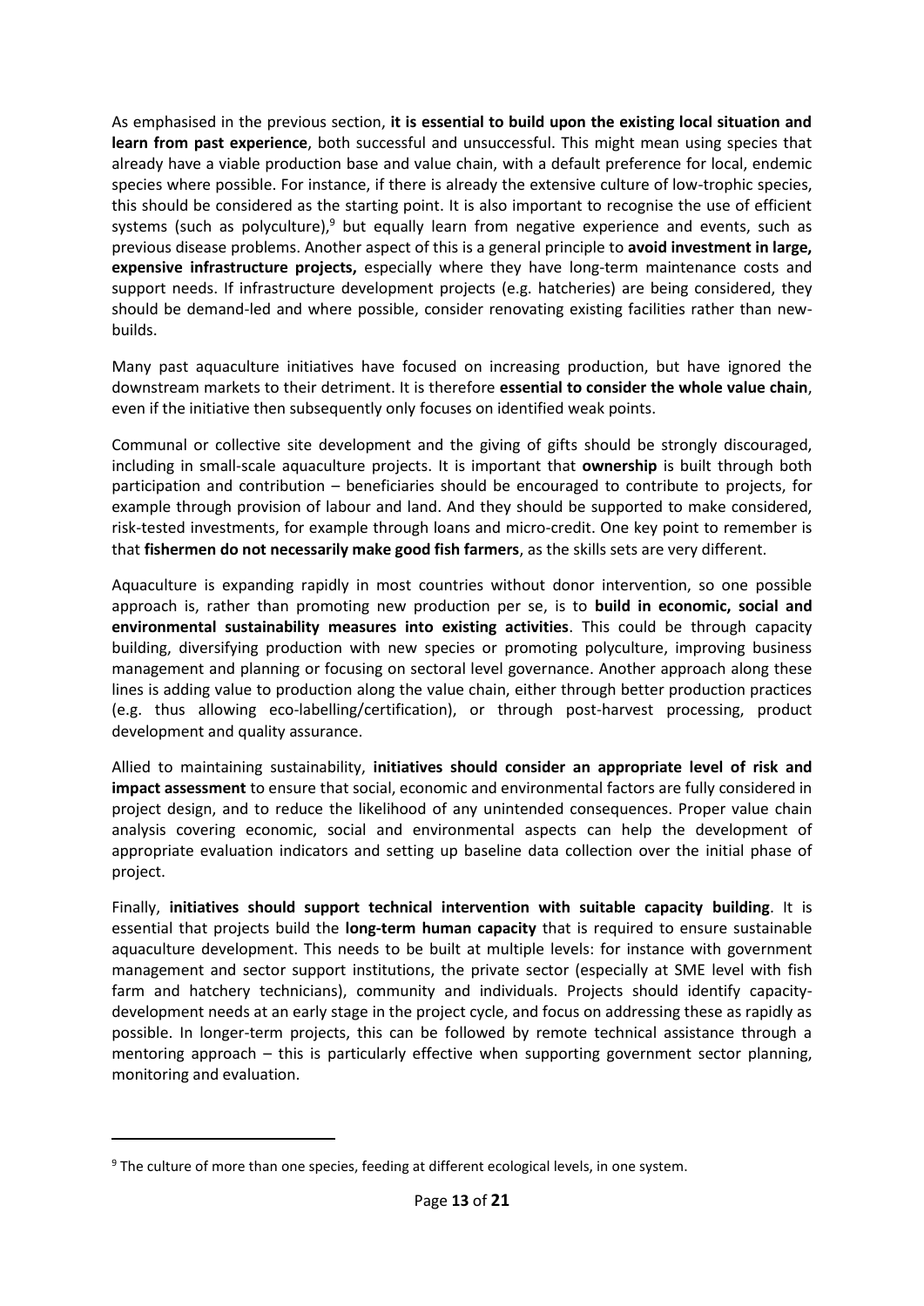As emphasised in the previous section, **it is essential to build upon the existing local situation and learn from past experience**, both successful and unsuccessful. This might mean using species that already have a viable production base and value chain, with a default preference for local, endemic species where possible. For instance, if there is already the extensive culture of low-trophic species, this should be considered as the starting point. It is also important to recognise the use of efficient systems (such as polyculture),[9] but equally learn from negative experience and events, such as previous disease problems. Another aspect of this is a general principle to **avoid investment in large, expensive infrastructure projects,** especially where they have long-term maintenance costs and support needs. If infrastructure development projects (e.g. hatcheries) are being considered, they should be demand-led and where possible, consider renovating existing facilities rather than new-builds.

Many past aquaculture initiatives have focused on increasing production, but have ignored the downstream markets to their detriment. It is therefore **essential to consider the whole value chain**, even if the initiative then subsequently only focuses on identified weak points.

Communal or collective site development and the giving of gifts should be strongly discouraged, including in small-scale aquaculture projects. It is important that **ownership** is built through both participation and contribution – beneficiaries should be encouraged to contribute to projects, for example through provision of labour and land. And they should be supported to make considered, risk-tested investments, for example through loans and micro-credit. One key point to remember is that **fishermen do not necessarily make good fish farmers**, as the skills sets are very different.

Aquaculture is expanding rapidly in most countries without donor intervention, so one possible approach is, rather than promoting new production per se, is to **build in economic, social and environmental sustainability measures into existing activities**. This could be through capacity building, diversifying production with new species or promoting polyculture, improving business management and planning or focusing on sectoral level governance. Another approach along these lines is adding value to production along the value chain, either through better production practices (e.g. thus allowing eco-labelling/certification), or through post-harvest processing, product development and quality assurance.

Allied to maintaining sustainability, **initiatives should consider an appropriate level of risk and impact assessment** to ensure that social, economic and environmental factors are fully considered in project design, and to reduce the likelihood of any unintended consequences. Proper value chain analysis covering economic, social and environmental aspects can help the development of appropriate evaluation indicators and setting up baseline data collection over the initial phase of project.

Finally, **initiatives should support technical intervention with suitable capacity building**. It is essential that projects build the **long-term human capacity** that is required to ensure sustainable aquaculture development. This needs to be built at multiple levels: for instance with government management and sector support institutions, the private sector (especially at SME level with fish farm and hatchery technicians), community and individuals. Projects should identify capacity-development needs at an early stage in the project cycle, and focus on addressing these as rapidly as possible. In longer-term projects, this can be followed by remote technical assistance through a mentoring approach – this is particularly effective when supporting government sector planning, monitoring and evaluation.

[9] The culture of more than one species, feeding at different ecological levels, in one system.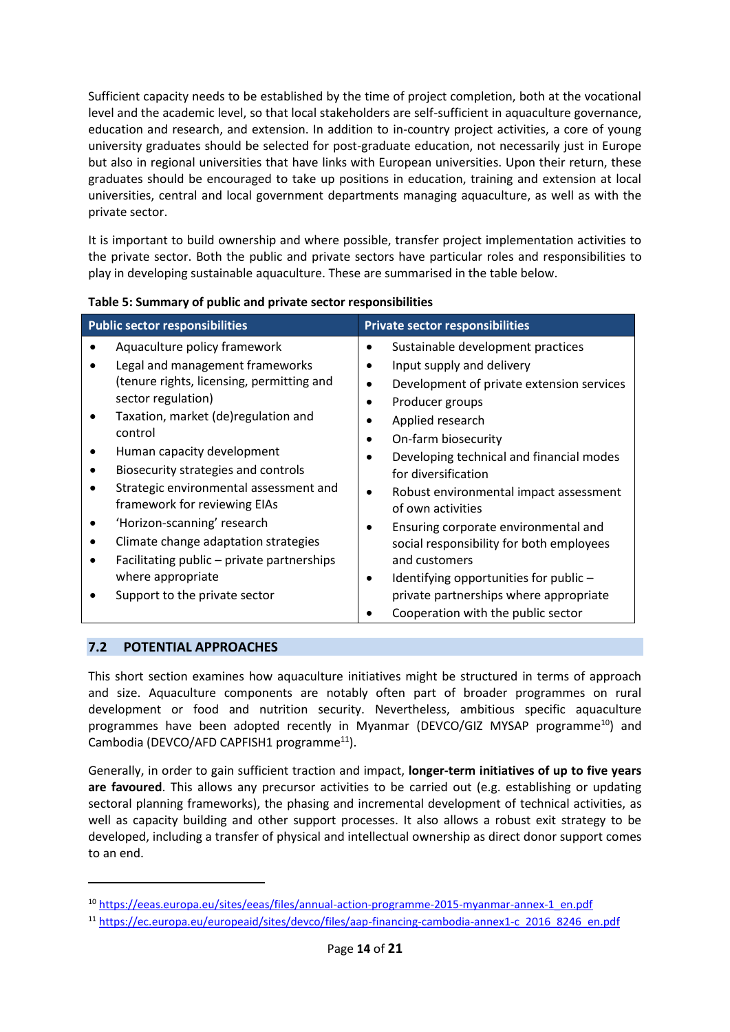Sufficient capacity needs to be established by the time of project completion, both at the vocational level and the academic level, so that local stakeholders are self-sufficient in aquaculture governance, education and research, and extension. In addition to in-country project activities, a core of young university graduates should be selected for post-graduate education, not necessarily just in Europe but also in regional universities that have links with European universities. Upon their return, these graduates should be encouraged to take up positions in education, training and extension at local universities, central and local government departments managing aquaculture, as well as with the private sector.

It is important to build ownership and where possible, transfer project implementation activities to the private sector. Both the public and private sectors have particular roles and responsibilities to play in developing sustainable aquaculture. These are summarised in the table below.

**Table 5: Summary of public and private sector responsibilities**

| Public sector responsibilities | Private sector responsibilities |
|---|---|
| • Aquaculture policy framework<br>• Legal and management frameworks (tenure rights, licensing, permitting and sector regulation)<br>• Taxation, market (de)regulation and control<br>• Human capacity development<br>• Biosecurity strategies and controls<br>• Strategic environmental assessment and framework for reviewing EIAs<br>• 'Horizon-scanning' research<br>• Climate change adaptation strategies<br>• Facilitating public – private partnerships where appropriate<br>• Support to the private sector | • Sustainable development practices<br>• Input supply and delivery<br>• Development of private extension services<br>• Producer groups<br>• Applied research<br>• On-farm biosecurity<br>• Developing technical and financial modes for diversification<br>• Robust environmental impact assessment of own activities<br>• Ensuring corporate environmental and social responsibility for both employees and customers<br>• Identifying opportunities for public – private partnerships where appropriate<br>• Cooperation with the public sector |

## 7.2 POTENTIAL APPROACHES

This short section examines how aquaculture initiatives might be structured in terms of approach and size. Aquaculture components are notably often part of broader programmes on rural development or food and nutrition security. Nevertheless, ambitious specific aquaculture programmes have been adopted recently in Myanmar (DEVCO/GIZ MYSAP programme[10]) and Cambodia (DEVCO/AFD CAPFISH1 programme[11]).

Generally, in order to gain sufficient traction and impact, **longer-term initiatives of up to five years are favoured**. This allows any precursor activities to be carried out (e.g. establishing or updating sectoral planning frameworks), the phasing and incremental development of technical activities, as well as capacity building and other support processes. It also allows a robust exit strategy to be developed, including a transfer of physical and intellectual ownership as direct donor support comes to an end.

---

[10] https://eeas.europa.eu/sites/eeas/files/annual-action-programme-2015-myanmar-annex-1_en.pdf

[11] https://ec.europa.eu/europeaid/sites/devco/files/aap-financing-cambodia-annex1-c_2016_8246_en.pdf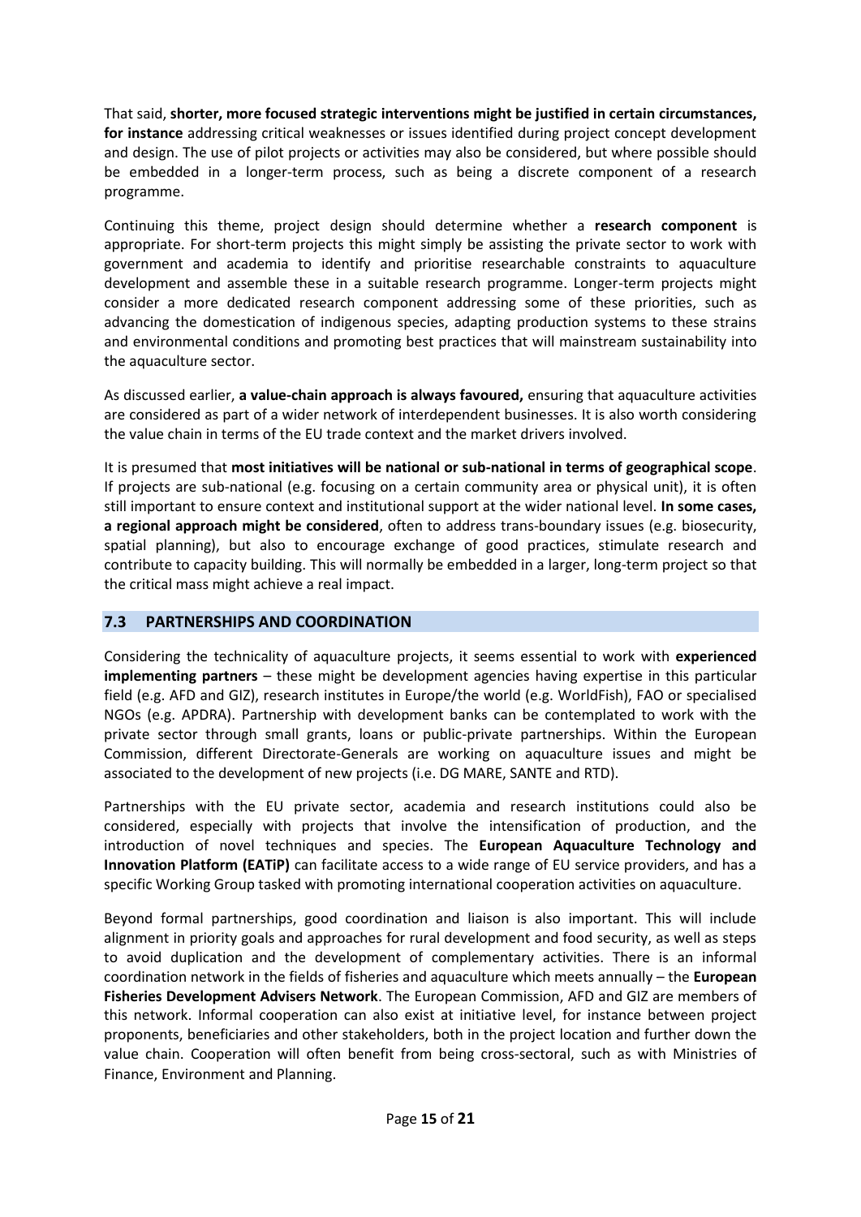That said, **shorter, more focused strategic interventions might be justified in certain circumstances, for instance** addressing critical weaknesses or issues identified during project concept development and design. The use of pilot projects or activities may also be considered, but where possible should be embedded in a longer-term process, such as being a discrete component of a research programme.

Continuing this theme, project design should determine whether a **research component** is appropriate. For short-term projects this might simply be assisting the private sector to work with government and academia to identify and prioritise researchable constraints to aquaculture development and assemble these in a suitable research programme. Longer-term projects might consider a more dedicated research component addressing some of these priorities, such as advancing the domestication of indigenous species, adapting production systems to these strains and environmental conditions and promoting best practices that will mainstream sustainability into the aquaculture sector.

As discussed earlier, **a value-chain approach is always favoured,** ensuring that aquaculture activities are considered as part of a wider network of interdependent businesses. It is also worth considering the value chain in terms of the EU trade context and the market drivers involved.

It is presumed that **most initiatives will be national or sub-national in terms of geographical scope**. If projects are sub-national (e.g. focusing on a certain community area or physical unit), it is often still important to ensure context and institutional support at the wider national level. **In some cases, a regional approach might be considered**, often to address trans-boundary issues (e.g. biosecurity, spatial planning), but also to encourage exchange of good practices, stimulate research and contribute to capacity building. This will normally be embedded in a larger, long-term project so that the critical mass might achieve a real impact.

## 7.3 PARTNERSHIPS AND COORDINATION

Considering the technicality of aquaculture projects, it seems essential to work with **experienced implementing partners** – these might be development agencies having expertise in this particular field (e.g. AFD and GIZ), research institutes in Europe/the world (e.g. WorldFish), FAO or specialised NGOs (e.g. APDRA). Partnership with development banks can be contemplated to work with the private sector through small grants, loans or public-private partnerships. Within the European Commission, different Directorate-Generals are working on aquaculture issues and might be associated to the development of new projects (i.e. DG MARE, SANTE and RTD).

Partnerships with the EU private sector, academia and research institutions could also be considered, especially with projects that involve the intensification of production, and the introduction of novel techniques and species. The **European Aquaculture Technology and Innovation Platform (EATiP)** can facilitate access to a wide range of EU service providers, and has a specific Working Group tasked with promoting international cooperation activities on aquaculture.

Beyond formal partnerships, good coordination and liaison is also important. This will include alignment in priority goals and approaches for rural development and food security, as well as steps to avoid duplication and the development of complementary activities. There is an informal coordination network in the fields of fisheries and aquaculture which meets annually – the **European Fisheries Development Advisers Network**. The European Commission, AFD and GIZ are members of this network. Informal cooperation can also exist at initiative level, for instance between project proponents, beneficiaries and other stakeholders, both in the project location and further down the value chain. Cooperation will often benefit from being cross-sectoral, such as with Ministries of Finance, Environment and Planning.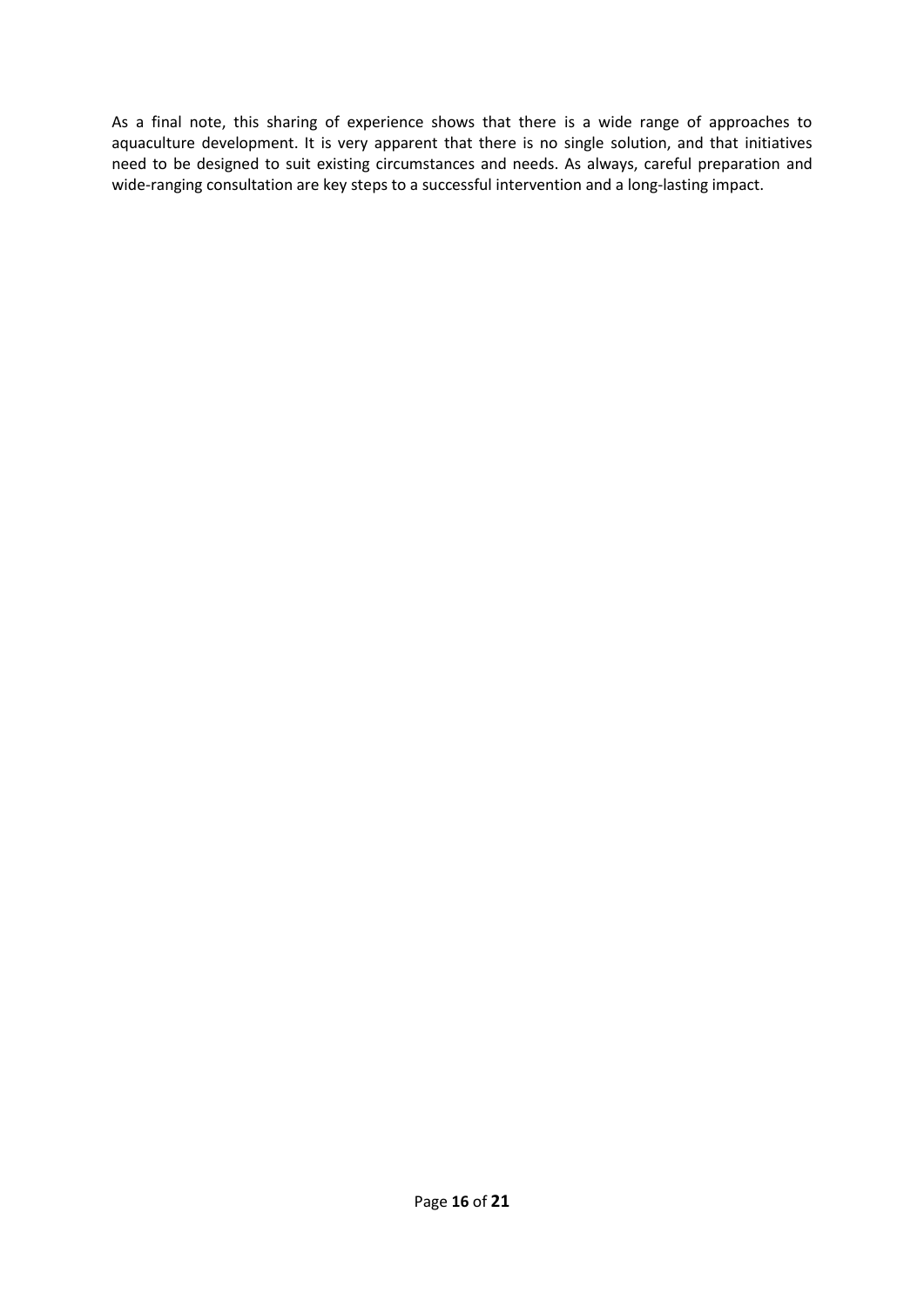As a final note, this sharing of experience shows that there is a wide range of approaches to aquaculture development. It is very apparent that there is no single solution, and that initiatives need to be designed to suit existing circumstances and needs. As always, careful preparation and wide-ranging consultation are key steps to a successful intervention and a long-lasting impact.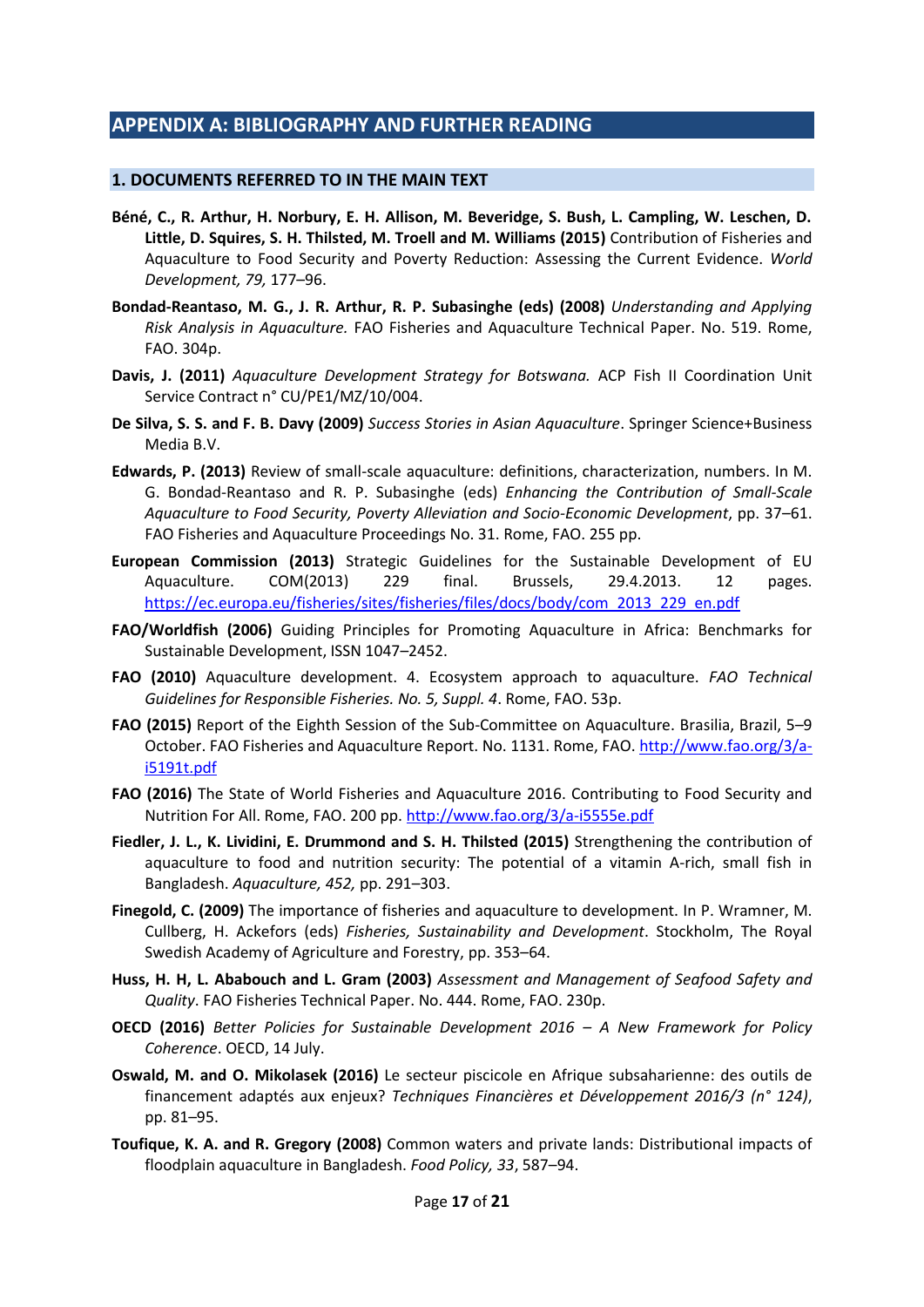# APPENDIX A: BIBLIOGRAPHY AND FURTHER READING

## 1. DOCUMENTS REFERRED TO IN THE MAIN TEXT

**Béné, C., R. Arthur, H. Norbury, E. H. Allison, M. Beveridge, S. Bush, L. Campling, W. Leschen, D. Little, D. Squires, S. H. Thilsted, M. Troell and M. Williams (2015)** Contribution of Fisheries and Aquaculture to Food Security and Poverty Reduction: Assessing the Current Evidence. *World Development, 79,* 177–96.

**Bondad-Reantaso, M. G., J. R. Arthur, R. P. Subasinghe (eds) (2008)** *Understanding and Applying Risk Analysis in Aquaculture.* FAO Fisheries and Aquaculture Technical Paper. No. 519. Rome, FAO. 304p.

**Davis, J. (2011)** *Aquaculture Development Strategy for Botswana.* ACP Fish II Coordination Unit Service Contract n° CU/PE1/MZ/10/004.

**De Silva, S. S. and F. B. Davy (2009)** *Success Stories in Asian Aquaculture*. Springer Science+Business Media B.V.

**Edwards, P. (2013)** Review of small-scale aquaculture: definitions, characterization, numbers. In M. G. Bondad-Reantaso and R. P. Subasinghe (eds) *Enhancing the Contribution of Small-Scale Aquaculture to Food Security, Poverty Alleviation and Socio-Economic Development*, pp. 37–61. FAO Fisheries and Aquaculture Proceedings No. 31. Rome, FAO. 255 pp.

**European Commission (2013)** Strategic Guidelines for the Sustainable Development of EU Aquaculture. COM(2013) 229 final. Brussels, 29.4.2013. 12 pages. https://ec.europa.eu/fisheries/sites/fisheries/files/docs/body/com_2013_229_en.pdf

**FAO/Worldfish (2006)** Guiding Principles for Promoting Aquaculture in Africa: Benchmarks for Sustainable Development, ISSN 1047–2452.

**FAO (2010)** Aquaculture development. 4. Ecosystem approach to aquaculture. *FAO Technical Guidelines for Responsible Fisheries. No. 5, Suppl. 4*. Rome, FAO. 53p.

**FAO (2015)** Report of the Eighth Session of the Sub-Committee on Aquaculture. Brasilia, Brazil, 5–9 October. FAO Fisheries and Aquaculture Report. No. 1131. Rome, FAO. http://www.fao.org/3/a-i5191t.pdf

**FAO (2016)** The State of World Fisheries and Aquaculture 2016. Contributing to Food Security and Nutrition For All. Rome, FAO. 200 pp. http://www.fao.org/3/a-i5555e.pdf

**Fiedler, J. L., K. Lividini, E. Drummond and S. H. Thilsted (2015)** Strengthening the contribution of aquaculture to food and nutrition security: The potential of a vitamin A-rich, small fish in Bangladesh. *Aquaculture, 452,* pp. 291–303.

**Finegold, C. (2009)** The importance of fisheries and aquaculture to development. In P. Wramner, M. Cullberg, H. Ackefors (eds) *Fisheries, Sustainability and Development*. Stockholm, The Royal Swedish Academy of Agriculture and Forestry, pp. 353–64.

**Huss, H. H, L. Ababouch and L. Gram (2003)** *Assessment and Management of Seafood Safety and Quality*. FAO Fisheries Technical Paper. No. 444. Rome, FAO. 230p.

**OECD (2016)** *Better Policies for Sustainable Development 2016 – A New Framework for Policy Coherence*. OECD, 14 July.

**Oswald, M. and O. Mikolasek (2016)** Le secteur piscicole en Afrique subsaharienne: des outils de financement adaptés aux enjeux? *Techniques Financières et Développement 2016/3 (n° 124)*, pp. 81–95.

**Toufique, K. A. and R. Gregory (2008)** Common waters and private lands: Distributional impacts of floodplain aquaculture in Bangladesh. *Food Policy, 33*, 587–94.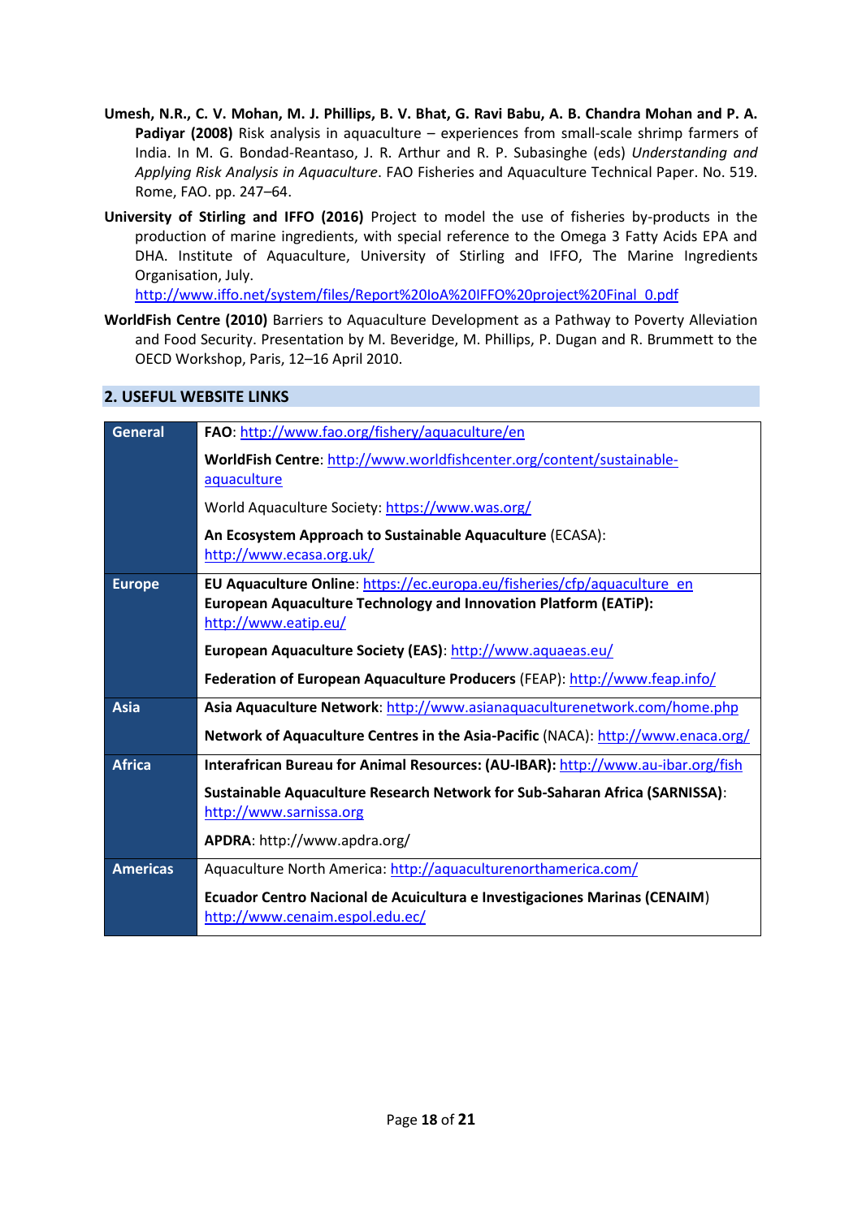**Umesh, N.R., C. V. Mohan, M. J. Phillips, B. V. Bhat, G. Ravi Babu, A. B. Chandra Mohan and P. A. Padiyar (2008)** Risk analysis in aquaculture – experiences from small-scale shrimp farmers of India. In M. G. Bondad-Reantaso, J. R. Arthur and R. P. Subasinghe (eds) *Understanding and Applying Risk Analysis in Aquaculture*. FAO Fisheries and Aquaculture Technical Paper. No. 519. Rome, FAO. pp. 247–64.

**University of Stirling and IFFO (2016)** Project to model the use of fisheries by-products in the production of marine ingredients, with special reference to the Omega 3 Fatty Acids EPA and DHA. Institute of Aquaculture, University of Stirling and IFFO, The Marine Ingredients Organisation, July. http://www.iffo.net/system/files/Report%20IoA%20IFFO%20project%20Final_0.pdf

**WorldFish Centre (2010)** Barriers to Aquaculture Development as a Pathway to Poverty Alleviation and Food Security. Presentation by M. Beveridge, M. Phillips, P. Dugan and R. Brummett to the OECD Workshop, Paris, 12–16 April 2010.

## 2. USEFUL WEBSITE LINKS

| Region | Links |
|---|---|
| **General** | **FAO**: http://www.fao.org/fishery/aquaculture/en |
| | **WorldFish Centre**: http://www.worldfishcenter.org/content/sustainable-aquaculture |
| | World Aquaculture Society: https://www.was.org/ |
| | **An Ecosystem Approach to Sustainable Aquaculture** (ECASA): http://www.ecasa.org.uk/ |
| **Europe** | **EU Aquaculture Online**: https://ec.europa.eu/fisheries/cfp/aquaculture_en |
| | **European Aquaculture Technology and Innovation Platform (EATiP):** http://www.eatip.eu/ |
| | **European Aquaculture Society (EAS)**: http://www.aquaeas.eu/ |
| | **Federation of European Aquaculture Producers** (FEAP): http://www.feap.info/ |
| **Asia** | **Asia Aquaculture Network**: http://www.asianaquaculturenetwork.com/home.php |
| | **Network of Aquaculture Centres in the Asia-Pacific** (NACA): http://www.enaca.org/ |
| **Africa** | **Interafrican Bureau for Animal Resources: (AU-IBAR):** http://www.au-ibar.org/fish |
| | **Sustainable Aquaculture Research Network for Sub-Saharan Africa (SARNISSA)**: http://www.sarnissa.org |
| | **APDRA**: http://www.apdra.org/ |
| **Americas** | Aquaculture North America: http://aquaculturenorthamerica.com/ |
| | **Ecuador Centro Nacional de Acuicultura e Investigaciones Marinas (CENAIM**) http://www.cenaim.espol.edu.ec/ |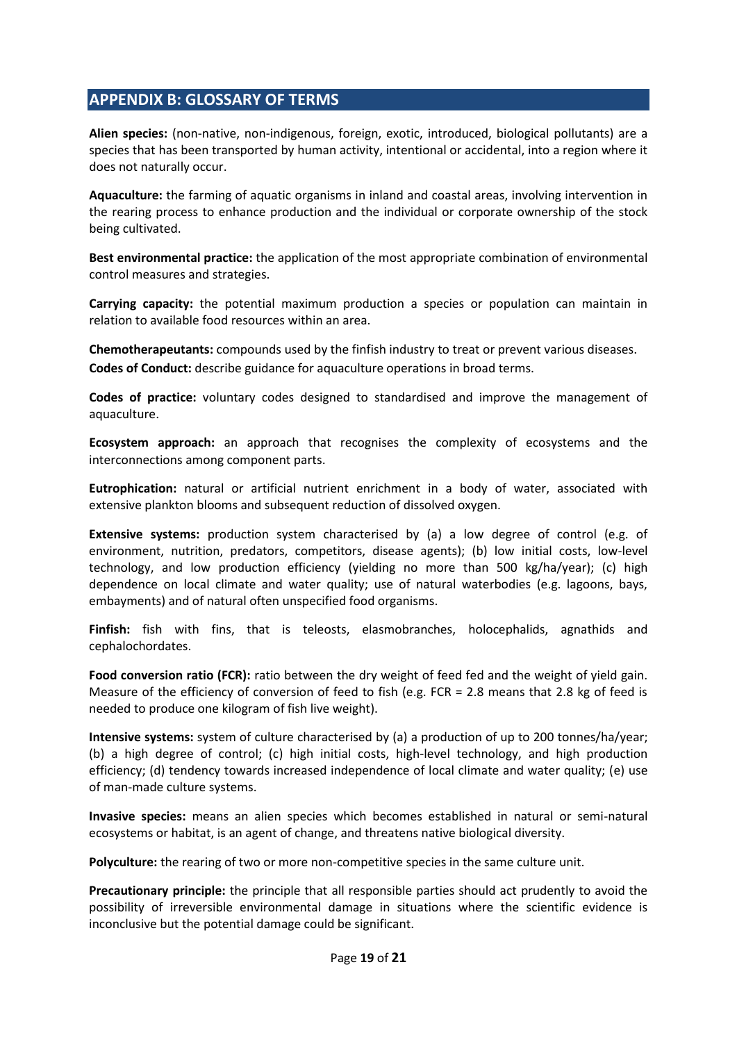## APPENDIX B: GLOSSARY OF TERMS

**Alien species:** (non-native, non-indigenous, foreign, exotic, introduced, biological pollutants) are a species that has been transported by human activity, intentional or accidental, into a region where it does not naturally occur.

**Aquaculture:** the farming of aquatic organisms in inland and coastal areas, involving intervention in the rearing process to enhance production and the individual or corporate ownership of the stock being cultivated.

**Best environmental practice:** the application of the most appropriate combination of environmental control measures and strategies.

**Carrying capacity:** the potential maximum production a species or population can maintain in relation to available food resources within an area.

**Chemotherapeutants:** compounds used by the finfish industry to treat or prevent various diseases.

**Codes of Conduct:** describe guidance for aquaculture operations in broad terms.

**Codes of practice:** voluntary codes designed to standardised and improve the management of aquaculture.

**Ecosystem approach:** an approach that recognises the complexity of ecosystems and the interconnections among component parts.

**Eutrophication:** natural or artificial nutrient enrichment in a body of water, associated with extensive plankton blooms and subsequent reduction of dissolved oxygen.

**Extensive systems:** production system characterised by (a) a low degree of control (e.g. of environment, nutrition, predators, competitors, disease agents); (b) low initial costs, low-level technology, and low production efficiency (yielding no more than 500 kg/ha/year); (c) high dependence on local climate and water quality; use of natural waterbodies (e.g. lagoons, bays, embayments) and of natural often unspecified food organisms.

**Finfish:** fish with fins, that is teleosts, elasmobranches, holocephalids, agnathids and cephalochordates.

**Food conversion ratio (FCR):** ratio between the dry weight of feed fed and the weight of yield gain. Measure of the efficiency of conversion of feed to fish (e.g. FCR = 2.8 means that 2.8 kg of feed is needed to produce one kilogram of fish live weight).

**Intensive systems:** system of culture characterised by (a) a production of up to 200 tonnes/ha/year; (b) a high degree of control; (c) high initial costs, high-level technology, and high production efficiency; (d) tendency towards increased independence of local climate and water quality; (e) use of man-made culture systems.

**Invasive species:** means an alien species which becomes established in natural or semi-natural ecosystems or habitat, is an agent of change, and threatens native biological diversity.

**Polyculture:** the rearing of two or more non-competitive species in the same culture unit.

**Precautionary principle:** the principle that all responsible parties should act prudently to avoid the possibility of irreversible environmental damage in situations where the scientific evidence is inconclusive but the potential damage could be significant.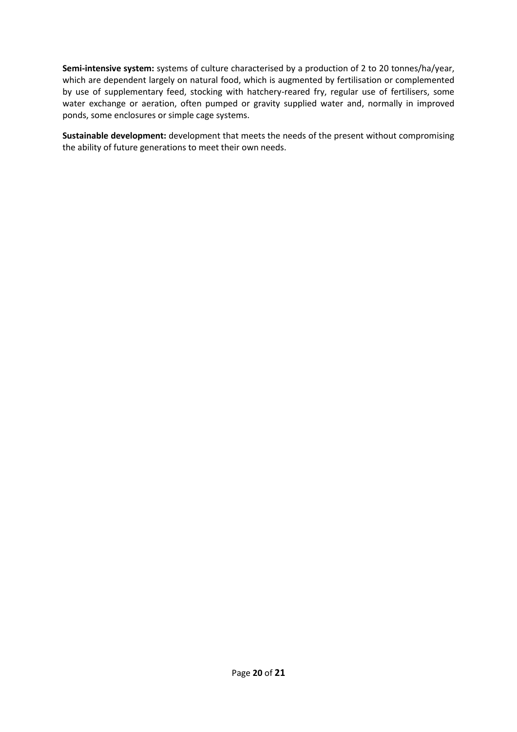**Semi-intensive system:** systems of culture characterised by a production of 2 to 20 tonnes/ha/year, which are dependent largely on natural food, which is augmented by fertilisation or complemented by use of supplementary feed, stocking with hatchery-reared fry, regular use of fertilisers, some water exchange or aeration, often pumped or gravity supplied water and, normally in improved ponds, some enclosures or simple cage systems.

**Sustainable development:** development that meets the needs of the present without compromising the ability of future generations to meet their own needs.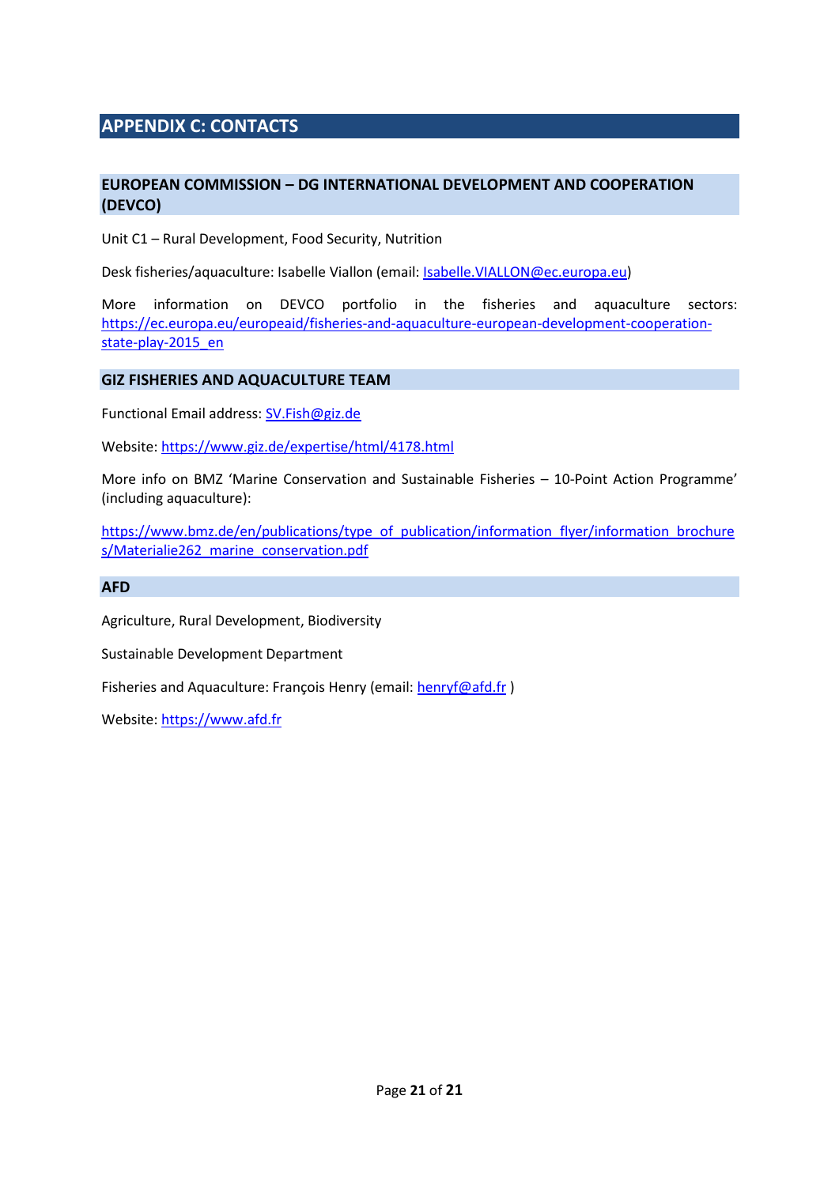# APPENDIX C: CONTACTS

## EUROPEAN COMMISSION – DG INTERNATIONAL DEVELOPMENT AND COOPERATION (DEVCO)

Unit C1 – Rural Development, Food Security, Nutrition

Desk fisheries/aquaculture: Isabelle Viallon (email: Isabelle.VIALLON@ec.europa.eu)

More information on DEVCO portfolio in the fisheries and aquaculture sectors: https://ec.europa.eu/europeaid/fisheries-and-aquaculture-european-development-cooperation-state-play-2015_en

## GIZ FISHERIES AND AQUACULTURE TEAM

Functional Email address: SV.Fish@giz.de

Website: https://www.giz.de/expertise/html/4178.html

More info on BMZ 'Marine Conservation and Sustainable Fisheries – 10-Point Action Programme' (including aquaculture):

https://www.bmz.de/en/publications/type_of_publication/information_flyer/information_brochures/Materialie262_marine_conservation.pdf

## AFD

Agriculture, Rural Development, Biodiversity

Sustainable Development Department

Fisheries and Aquaculture: François Henry (email: henryf@afd.fr )

Website: https://www.afd.fr